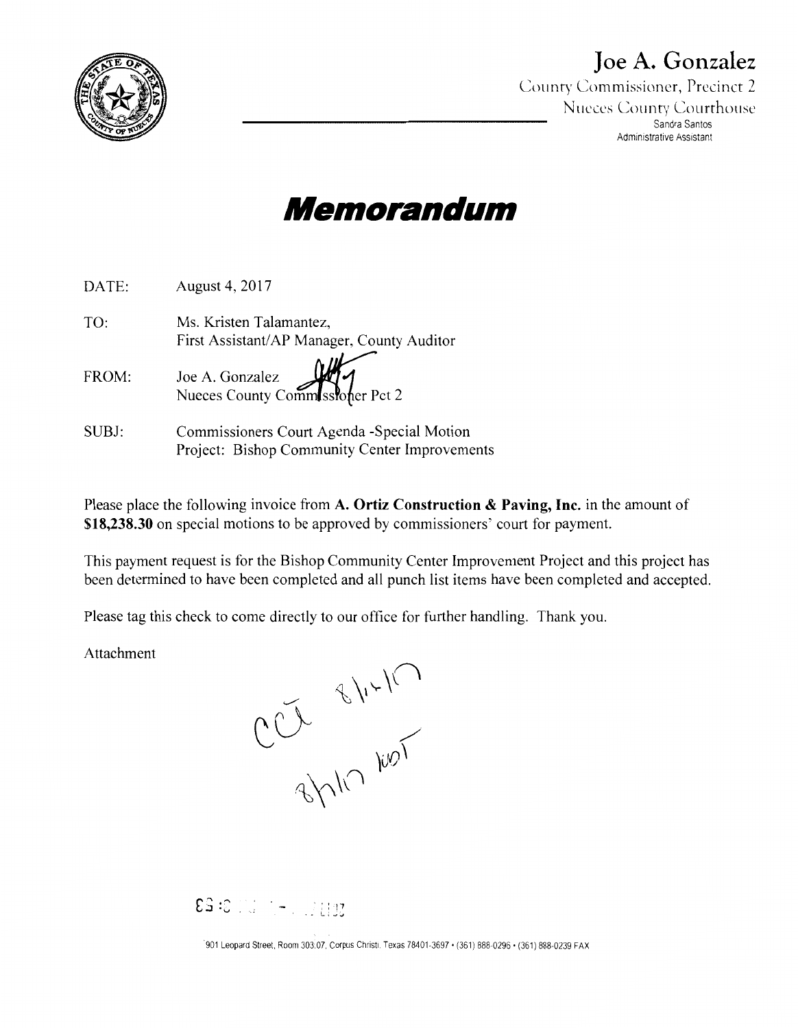# Joe A. Gonzalez

County Commissioner, Precinct 2
Nueces County Courthouse
Sandra Santos
Administrative Assistant

# *Memorandum*

DATE: August 4, 2017

TO: Ms. Kristen Talamantez,
First Assistant/AP Manager, County Auditor

FROM: Joe A. Gonzalez
Nueces County Commissioner Pct 2

SUBJ: Commissioners Court Agenda -Special Motion
Project: Bishop Community Center Improvements

Please place the following invoice from **A. Ortiz Construction & Paving, Inc.** in the amount of **$18,238.30** on special motions to be approved by commissioners' court for payment.

This payment request is for the Bishop Community Center Improvement Project and this project has been determined to have been completed and all punch list items have been completed and accepted.

Please tag this check to come directly to our office for further handling. Thank you.

Attachment

CCA 8/16/17
8/10/17 ICDT

901 Leopard Street, Room 303.07, Corpus Christi, Texas 78401-3697 • (361) 888-0296 • (361) 888-0239 FAX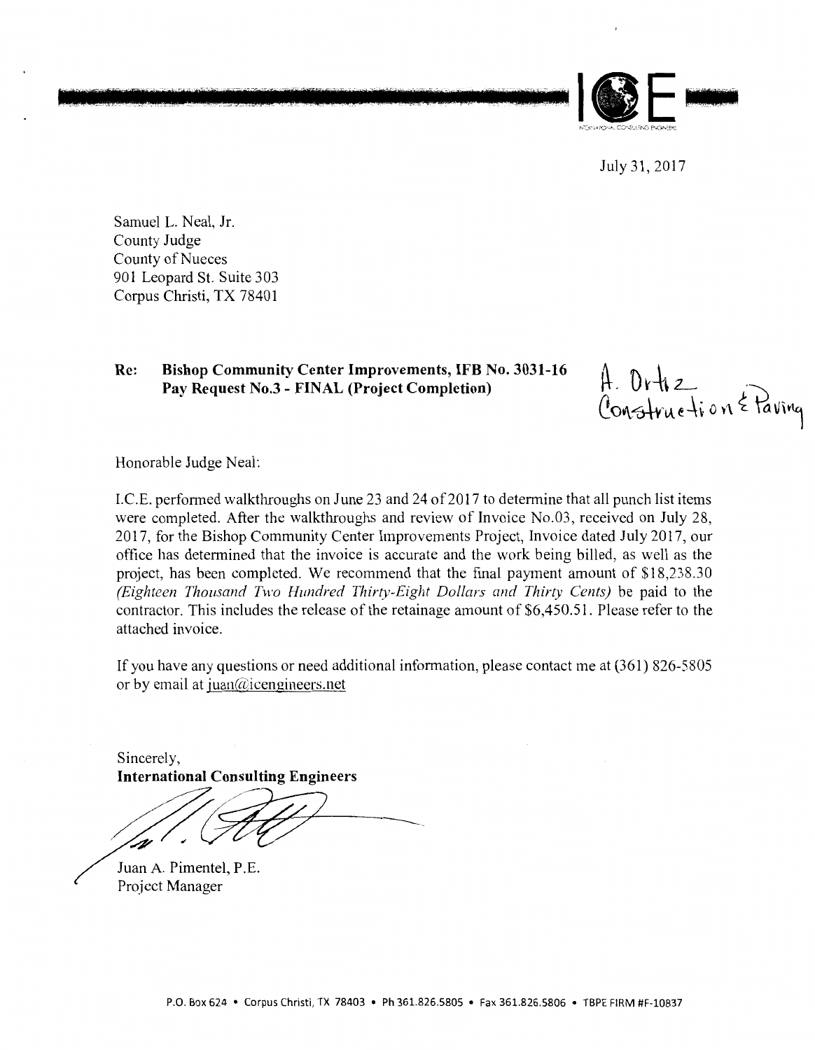July 31, 2017

Samuel L. Neal, Jr.
County Judge
County of Nueces
901 Leopard St. Suite 303
Corpus Christi, TX 78401

**Re: Bishop Community Center Improvements, IFB No. 3031-16**
**Pay Request No.3 - FINAL (Project Completion)**

A. Ortiz Construction & Paving

Honorable Judge Neal:

I.C.E. performed walkthroughs on June 23 and 24 of 2017 to determine that all punch list items were completed. After the walkthroughs and review of Invoice No.03, received on July 28, 2017, for the Bishop Community Center Improvements Project, Invoice dated July 2017, our office has determined that the invoice is accurate and the work being billed, as well as the project, has been completed. We recommend that the final payment amount of $18,238.30 *(Eighteen Thousand Two Hundred Thirty-Eight Dollars and Thirty Cents)* be paid to the contractor. This includes the release of the retainage amount of $6,450.51. Please refer to the attached invoice.

If you have any questions or need additional information, please contact me at (361) 826-5805 or by email at juan@icengineers.net

Sincerely,
**International Consulting Engineers**

Juan A. Pimentel, P.E.
Project Manager

P.O. Box 624 • Corpus Christi, TX 78403 • Ph 361.826.5805 • Fax 361.826.5806 • TBPE FIRM #F-10837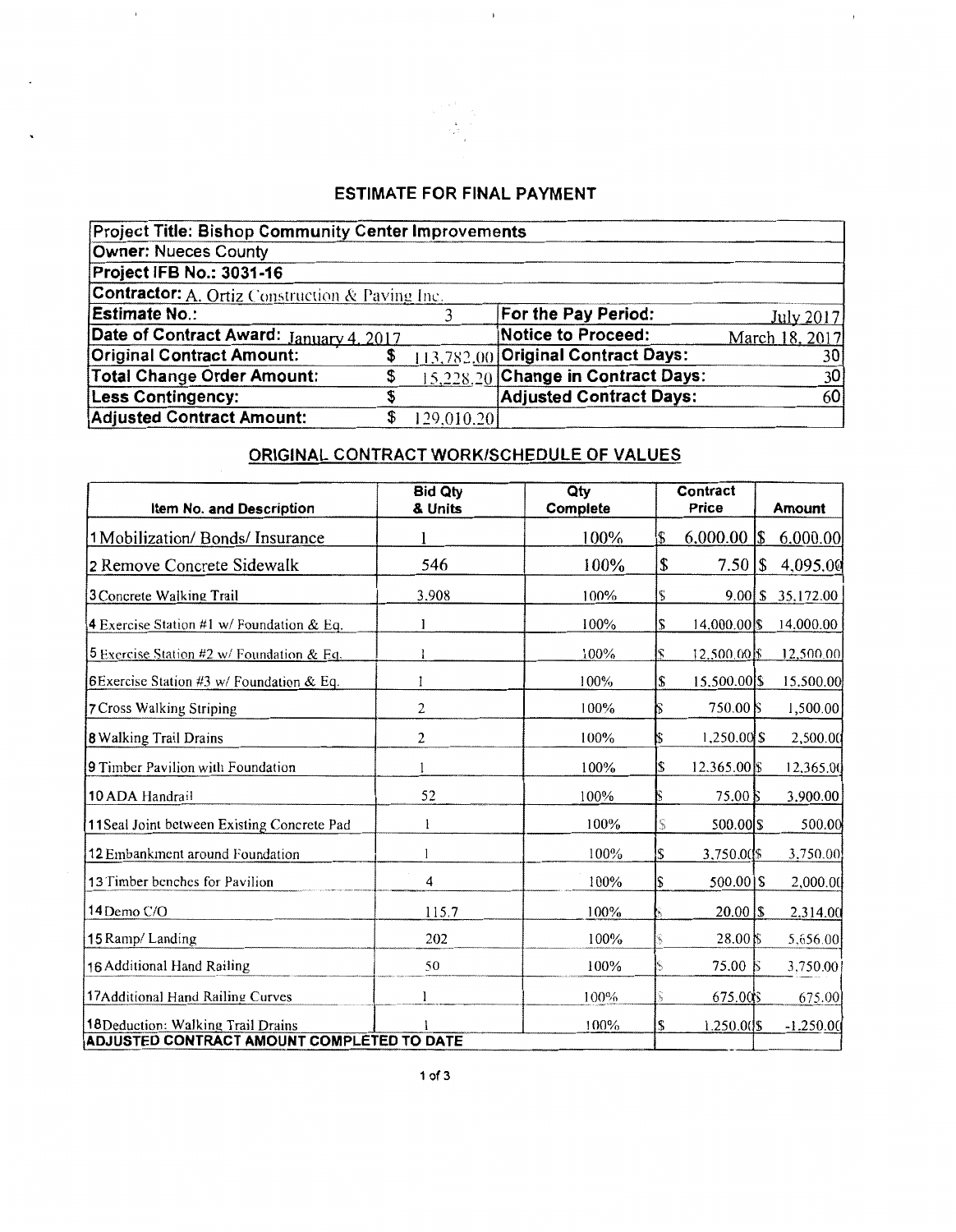## ESTIMATE FOR FINAL PAYMENT

| Project Title: Bishop Community Center Improvements | | | |
|---|---|---|---|
| **Owner:** Nueces County | | | |
| **Project IFB No.: 3031-16** | | | |
| **Contractor:** A. Ortiz Construction & Paving Inc. | | | |
| **Estimate No.:** | 3 | **For the Pay Period:** | July 2017 |
| **Date of Contract Award:** January 4, 2017 | | **Notice to Proceed:** | March 18, 2017 |
| **Original Contract Amount:** | $ 113,782.00 | **Original Contract Days:** | 30 |
| **Total Change Order Amount:** | $ 15,228.20 | **Change in Contract Days:** | 30 |
| **Less Contingency:** | $ | **Adjusted Contract Days:** | 60 |
| **Adjusted Contract Amount:** | $ 129,010.20 | | |

## ORIGINAL CONTRACT WORK/SCHEDULE OF VALUES

| Item No. and Description | Bid Qty & Units | Qty Complete | Contract Price | Amount |
|---|---|---|---|---|
| 1 Mobilization/ Bonds/ Insurance | 1 | 100% | $ 6,000.00 | $ 6,000.00 |
| 2 Remove Concrete Sidewalk | 546 | 100% | $ 7.50 | $ 4,095.00 |
| 3 Concrete Walking Trail | 3,908 | 100% | $ 9.00 | $ 35,172.00 |
| 4 Exercise Station #1 w/ Foundation & Eq. | 1 | 100% | $ 14,000.00 | $ 14,000.00 |
| 5 Exercise Station #2 w/ Foundation & Eq. | 1 | 100% | $ 12,500.00 | $ 12,500.00 |
| 6 Exercise Station #3 w/ Foundation & Eq. | 1 | 100% | $ 15,500.00 | $ 15,500.00 |
| 7 Cross Walking Striping | 2 | 100% | $ 750.00 | $ 1,500.00 |
| 8 Walking Trail Drains | 2 | 100% | $ 1,250.00 | $ 2,500.00 |
| 9 Timber Pavilion with Foundation | 1 | 100% | $ 12,365.00 | $ 12,365.00 |
| 10 ADA Handrail | 52 | 100% | $ 75.00 | $ 3,900.00 |
| 11 Seal Joint between Existing Concrete Pad | 1 | 100% | $ 500.00 | $ 500.00 |
| 12 Embankment around Foundation | 1 | 100% | $ 3,750.00 | $ 3,750.00 |
| 13 Timber benches for Pavilion | 4 | 100% | $ 500.00 | $ 2,000.00 |
| 14 Demo C/O | 115.7 | 100% | $ 20.00 | $ 2,314.00 |
| 15 Ramp/ Landing | 202 | 100% | $ 28.00 | $ 5,656.00 |
| 16 Additional Hand Railing | 50 | 100% | $ 75.00 | $ 3,750.00 |
| 17 Additional Hand Railing Curves | 1 | 100% | $ 675.00 | $ 675.00 |
| 18 Deduction: Walking Trail Drains | 1 | 100% | $ 1,250.00 | $ -1,250.00 |
| **ADJUSTED CONTRACT AMOUNT COMPLETED TO DATE** | | | | |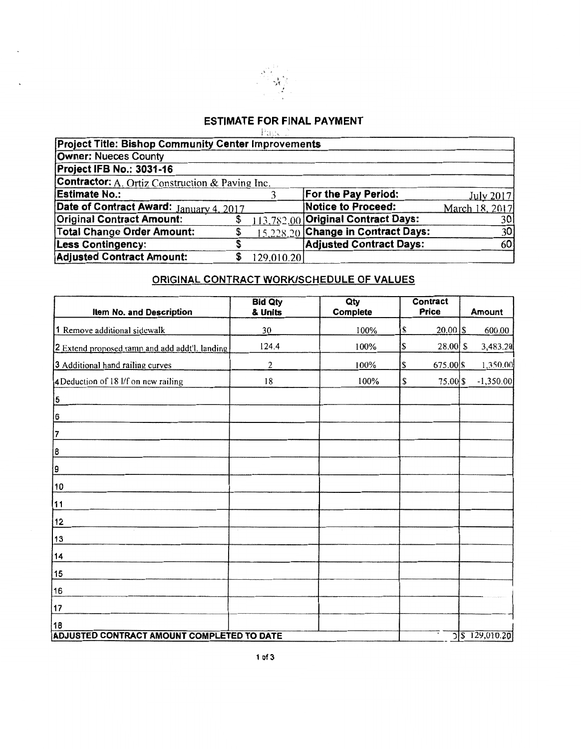# ESTIMATE FOR FINAL PAYMENT

| | | | |
|---|---|---|---|
| **Project Title: Bishop Community Center Improvements** | | | |
| **Owner:** Nueces County | | | |
| **Project IFB No.: 3031-16** | | | |
| **Contractor:** A. Ortiz Construction & Paving Inc. | | | |
| **Estimate No.:** | 3 | **For the Pay Period:** | July 2017 |
| **Date of Contract Award:** January 4, 2017 | | **Notice to Proceed:** | March 18, 2017 |
| **Original Contract Amount:** | $ 113,782.00 | **Original Contract Days:** | 30 |
| **Total Change Order Amount:** | $ 15,228.20 | **Change in Contract Days:** | 30 |
| **Less Contingency:** | $ | **Adjusted Contract Days:** | 60 |
| **Adjusted Contract Amount:** | $ 129,010.20 | | |

## ORIGINAL CONTRACT WORK/SCHEDULE OF VALUES

| Item No. and Description | Bid Qty & Units | Qty Complete | Contract Price | Amount |
|---|---|---|---|---|
| 1 Remove additional sidewalk | 30 | 100% | $ 20.00 | $ 600.00 |
| 2 Extend proposed ramp and add addt'l. landing | 124.4 | 100% | $ 28.00 | $ 3,483.20 |
| 3 Additional hand railing curves | 2 | 100% | $ 675.00 | $ 1,350.00 |
| 4 Deduction of 18 l/f on new railing | 18 | 100% | $ 75.00 | $ -1,350.00 |
| 5 | | | | |
| 6 | | | | |
| 7 | | | | |
| 8 | | | | |
| 9 | | | | |
| 10 | | | | |
| 11 | | | | |
| 12 | | | | |
| 13 | | | | |
| 14 | | | | |
| 15 | | | | |
| 16 | | | | |
| 17 | | | | |
| 18 | | | | |
| **ADJUSTED CONTRACT AMOUNT COMPLETED TO DATE** | | | | $ 129,010.20 |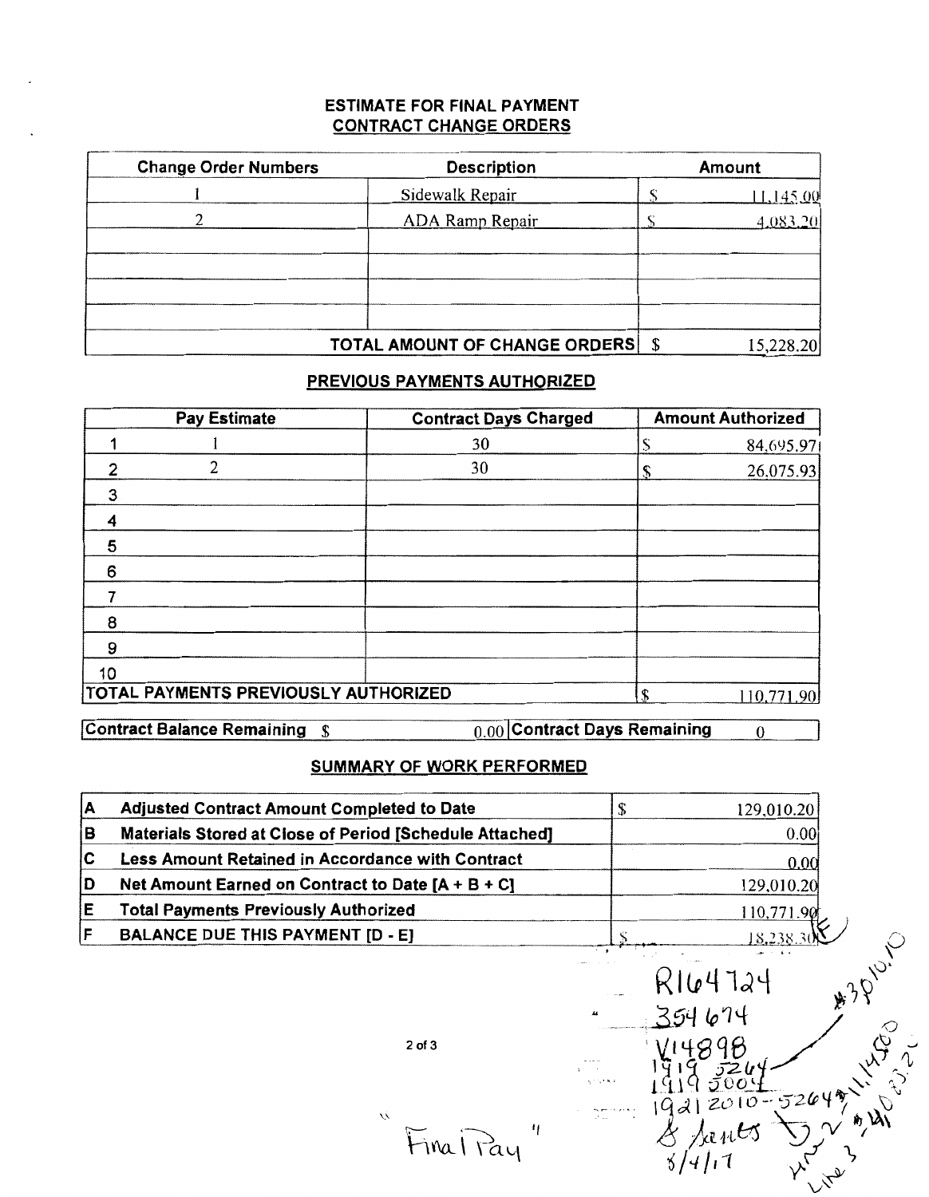## ESTIMATE FOR FINAL PAYMENT
## CONTRACT CHANGE ORDERS

| Change Order Numbers | Description | Amount |
|---|---|---|
| 1 | Sidewalk Repair | $ 11,145.00 |
| 2 | ADA Ramp Repair | $ 4,083.20 |
| | | |
| | | |
| | | |
| | | |
| | TOTAL AMOUNT OF CHANGE ORDERS | $ 15,228.20 |

## PREVIOUS PAYMENTS AUTHORIZED

| | Pay Estimate | Contract Days Charged | Amount Authorized |
|---|---|---|---|
| 1 | 1 | 30 | $ 84,695.97 |
| 2 | 2 | 30 | $ 26,075.93 |
| 3 | | | |
| 4 | | | |
| 5 | | | |
| 6 | | | |
| 7 | | | |
| 8 | | | |
| 9 | | | |
| 10 | | | |
| TOTAL PAYMENTS PREVIOUSLY AUTHORIZED | | | $ 110,771.90 |

| Contract Balance Remaining | $ 0.00 | Contract Days Remaining | 0 |
|---|---|---|---|

## SUMMARY OF WORK PERFORMED

| | | |
|---|---|---|
| A | Adjusted Contract Amount Completed to Date | $ 129,010.20 |
| B | Materials Stored at Close of Period [Schedule Attached] | 0.00 |
| C | Less Amount Retained in Accordance with Contract | 0.00 |
| D | Net Amount Earned on Contract to Date [A + B + C] | 129,010.20 |
| E | Total Payments Previously Authorized | 110,771.90 |
| F | BALANCE DUE THIS PAYMENT [D - E] | $ 18,238.30 |

R164724
354674
V14898
1919 5264
1919 5004
1921 2010-5264
& Janets
8/4/17

#301010
11,1450
4083.20
Line 2
Line 3

"Final Pay"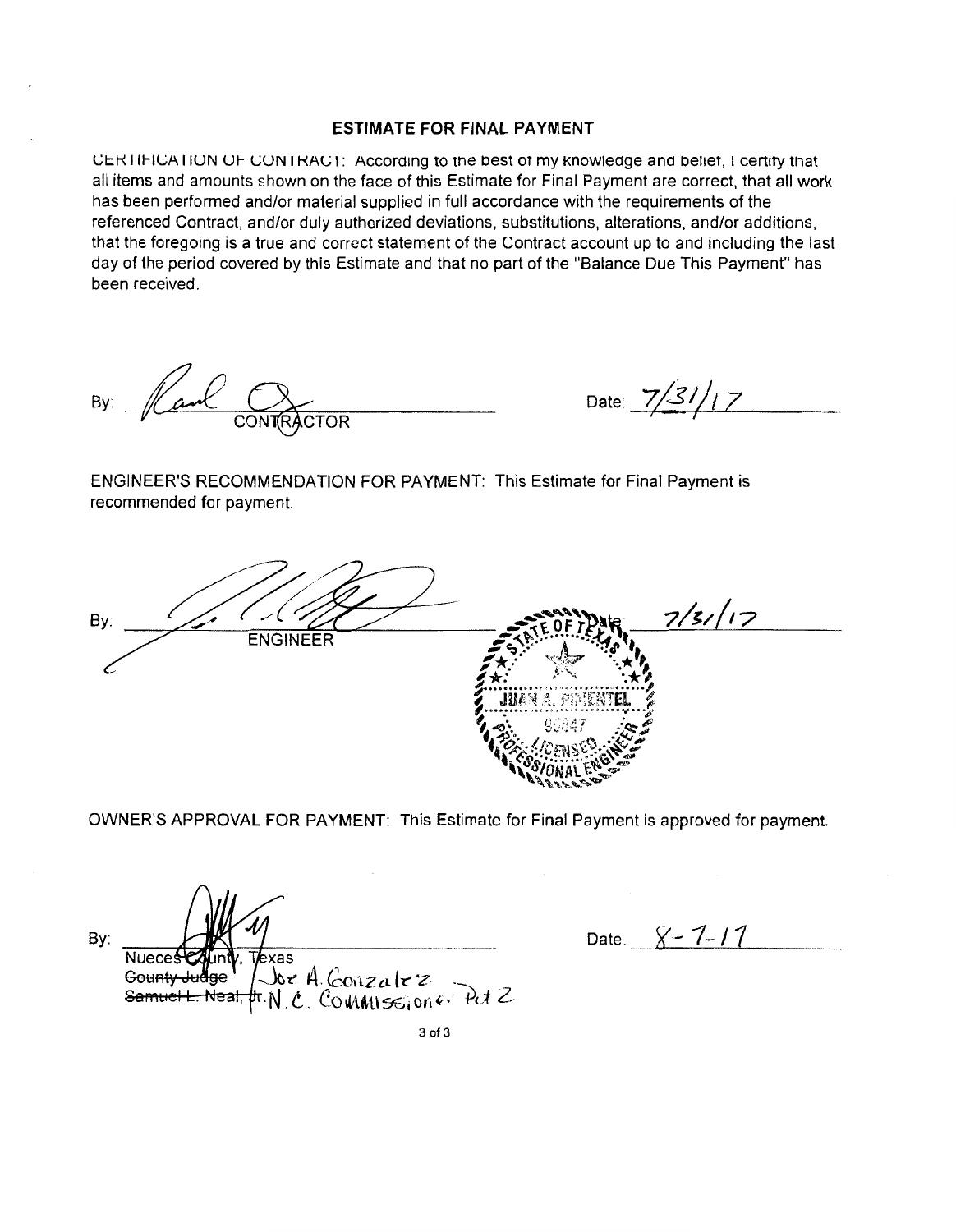## ESTIMATE FOR FINAL PAYMENT

CERTIFICATION OF CONTRACT: According to the best of my knowledge and belief, I certify that all items and amounts shown on the face of this Estimate for Final Payment are correct, that all work has been performed and/or material supplied in full accordance with the requirements of the referenced Contract, and/or duly authorized deviations, substitutions, alterations, and/or additions, that the foregoing is a true and correct statement of the Contract account up to and including the last day of the period covered by this Estimate and that no part of the "Balance Due This Payment" has been received.

By: ______________________ Date: 7/31/17
CONTRACTOR

ENGINEER'S RECOMMENDATION FOR PAYMENT: This Estimate for Final Payment is recommended for payment.

By: ______________________ Date: 7/31/17
ENGINEER

STATE OF TEXAS
JUAN A. PIMENTEL
95847
LICENSED
PROFESSIONAL ENGINEER

OWNER'S APPROVAL FOR PAYMENT: This Estimate for Final Payment is approved for payment.

By: ______________________ Date: 8-7-17
Nueces County, Texas
~~County Judge~~ Joe A. Gonzalez
~~Samuel L. Neal, Jr.~~ N.C. Commissioner Pct 2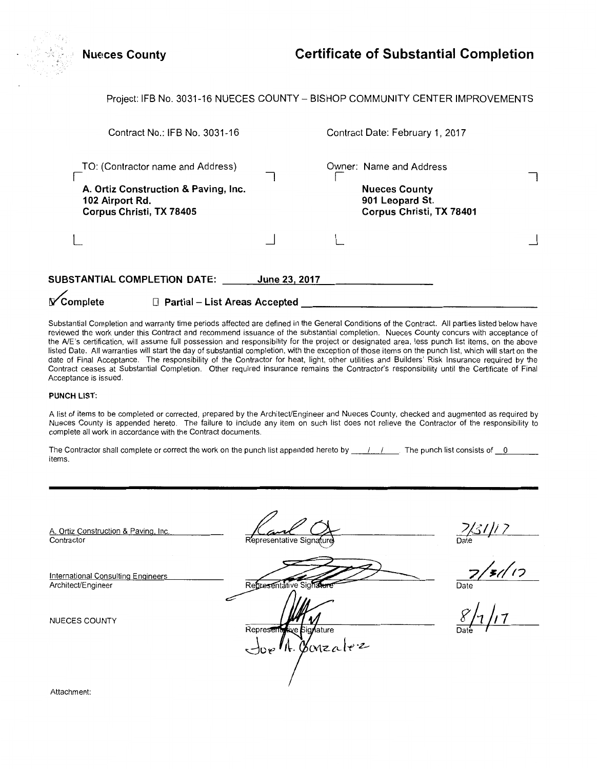**Nueces County**

# Certificate of Substantial Completion

Project: IFB No. 3031-16 NUECES COUNTY – BISHOP COMMUNITY CENTER IMPROVEMENTS

Contract No.: IFB No. 3031-16

Contract Date: February 1, 2017

TO: (Contractor name and Address)

**A. Ortiz Construction & Paving, Inc.**
**102 Airport Rd.**
**Corpus Christi, TX 78405**

Owner: Name and Address

**Nueces County**
**901 Leopard St.**
**Corpus Christi, TX 78401**

**SUBSTANTIAL COMPLETION DATE:** June 23, 2017

☑ **Complete** ☐ **Partial – List Areas Accepted** ______________

Substantial Completion and warranty time periods affected are defined in the General Conditions of the Contract. All parties listed below have reviewed the work under this Contract and recommend issuance of the substantial completion. Nueces County concurs with acceptance of the A/E's certification, will assume full possession and responsibility for the project or designated area, less punch list items, on the above listed Date. All warranties will start the day of substantial completion, with the exception of those items on the punch list, which will start on the date of Final Acceptance. The responsibility of the Contractor for heat, light, other utilities and Builders' Risk Insurance required by the Contract ceases at Substantial Completion. Other required insurance remains the Contractor's responsibility until the Certificate of Final Acceptance is issued.

**PUNCH LIST:**

A list of items to be completed or corrected, prepared by the Architect/Engineer and Nueces County, checked and augmented as required by Nueces County is appended hereto. The failure to include any item on such list does not relieve the Contractor of the responsibility to complete all work in accordance with the Contract documents.

The Contractor shall complete or correct the work on the punch list appended hereto by \_\_/\_\_/\_\_. The punch list consists of 0 items.

| | | |
|---|---|---|
| A. Ortiz Construction & Paving, Inc.<br>Contractor | [Signature]<br>Representative Signature | 7/31/17<br>Date |
| International Consulting Engineers<br>Architect/Engineer | [Signature]<br>Representative Signature | 7/31/17<br>Date |
| NUECES COUNTY | [Signature]<br>Representative Signature<br>Joe A. Gonzalez | 8/1/17<br>Date |

Attachment: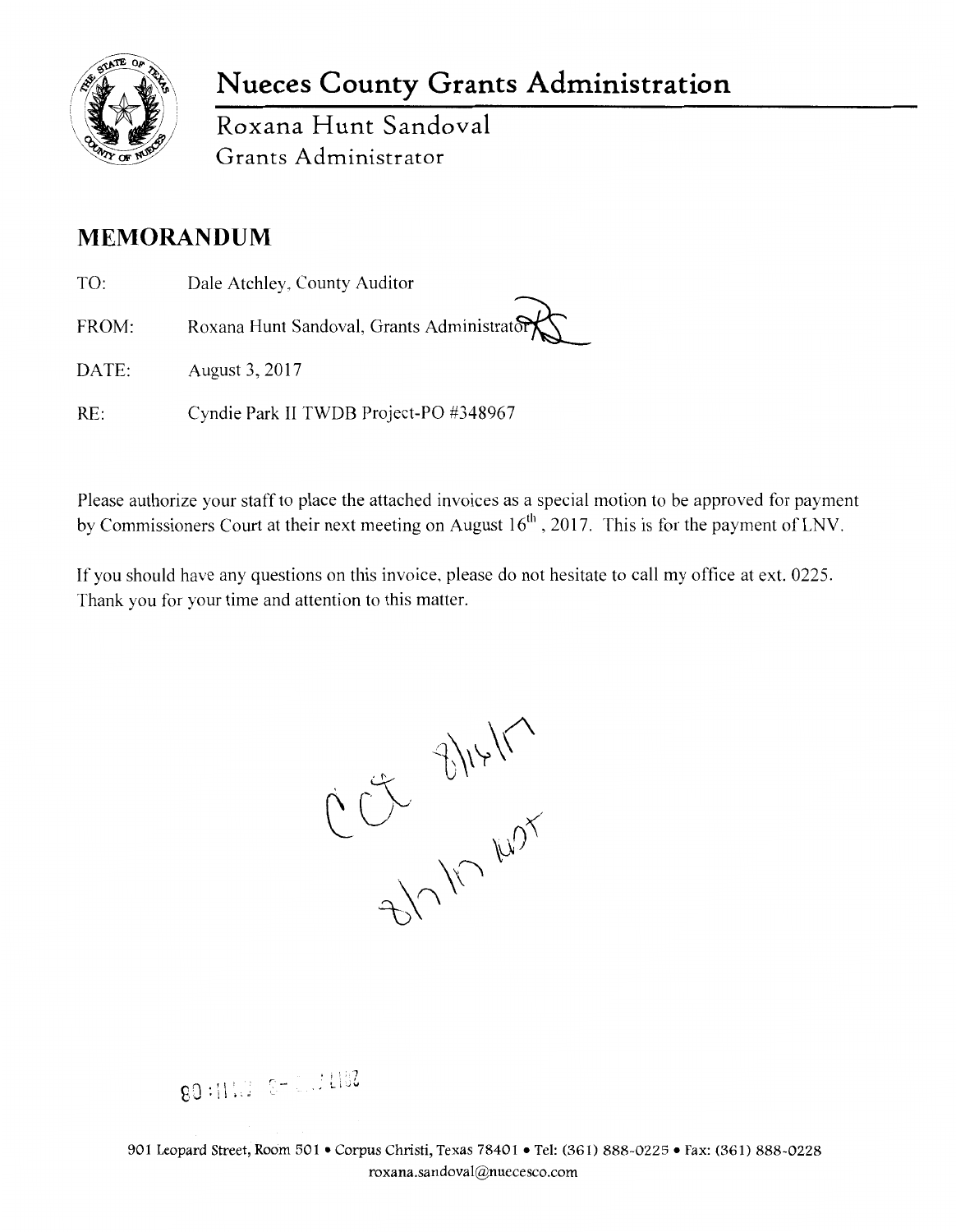# Nueces County Grants Administration

Roxana Hunt Sandoval
Grants Administrator

## MEMORANDUM

TO: Dale Atchley, County Auditor

FROM: Roxana Hunt Sandoval, Grants Administrator

DATE: August 3, 2017

RE: Cyndie Park II TWDB Project-PO #348967

Please authorize your staff to place the attached invoices as a special motion to be approved for payment by Commissioners Court at their next meeting on August 16th, 2017. This is for the payment of LNV.

If you should have any questions on this invoice, please do not hesitate to call my office at ext. 0225. Thank you for your time and attention to this matter.

CCt 8/16/17
8/7/17 ko?

901 Leopard Street, Room 501 • Corpus Christi, Texas 78401 • Tel: (361) 888-0225 • Fax: (361) 888-0228
roxana.sandoval@nuecesco.com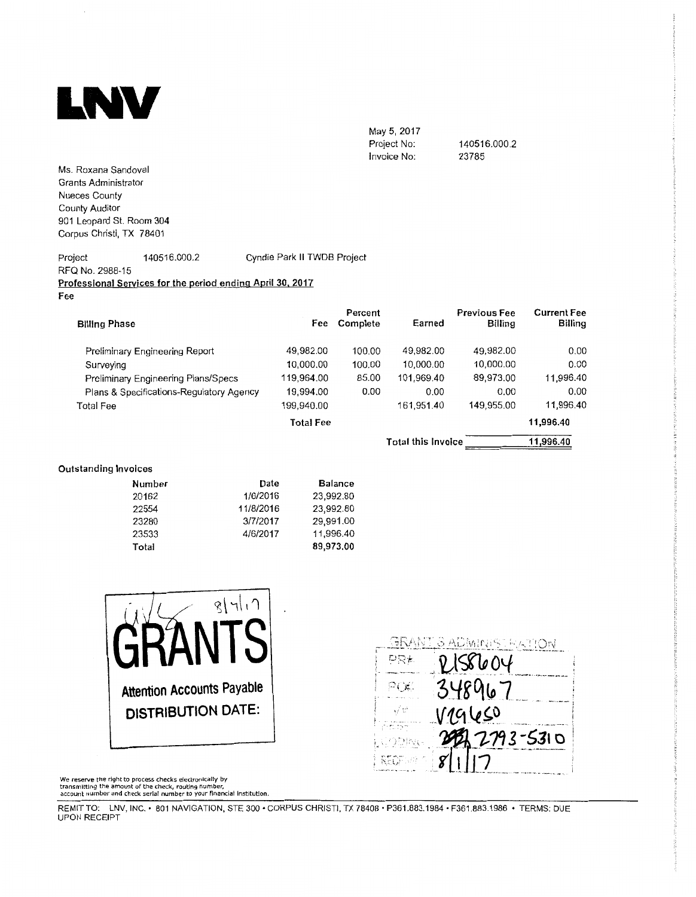# LNV

May 5, 2017
Project No: 140516.000.2
Invoice No: 23785

Ms. Roxana Sandoval
Grants Administrator
Nueces County
County Auditor
901 Leopard St. Room 304
Corpus Christi, TX 78401

Project 140516.000.2 Cyndie Park II TWDB Project
RFQ No. 2988-15

**Professional Services for the period ending April 30, 2017**

**Fee**

| Billing Phase | Fee | Percent Complete | Earned | Previous Fee Billing | Current Fee Billing |
|---|---|---|---|---|---|
| Preliminary Engineering Report | 49,982.00 | 100.00 | 49,982.00 | 49,982.00 | 0.00 |
| Surveying | 10,000.00 | 100.00 | 10,000.00 | 10,000.00 | 0.00 |
| Preliminary Engineering Plans/Specs | 119,964.00 | 85.00 | 101,969.40 | 89,973.00 | 11,996.40 |
| Plans & Specifications-Regulatory Agency | 19,994.00 | 0.00 | 0.00 | 0.00 | 0.00 |
| Total Fee | 199,940.00 | | 161,951.40 | 149,955.00 | 11,996.40 |
| | **Total Fee** | | | | **11,996.40** |
| | | | **Total this Invoice** | | **11,996.40** |

**Outstanding Invoices**

| Number | Date | Balance |
|---|---|---|
| 20162 | 1/6/2016 | 23,992.80 |
| 22554 | 11/8/2016 | 23,992.80 |
| 23280 | 3/7/2017 | 29,991.00 |
| 23533 | 4/6/2017 | 11,996.40 |
| Total | | 89,973.00 |

8/4/17
GRANTS
Attention Accounts Payable
DISTRIBUTION DATE:

GRANTS ADMINISTRATION
PR# R158604
PO# 348967
V# V19650
CODING 2793-5310
RECEIVED 8/1/17

We reserve the right to process checks electronically by transmitting the amount of the check, routing number, account number and check serial number to your financial institution.

REMIT TO: LNV, INC. • 801 NAVIGATION, STE 300 • CORPUS CHRISTI, TX 78408 • P361.883.1984 • F361.883.1986 • TERMS: DUE UPON RECEIPT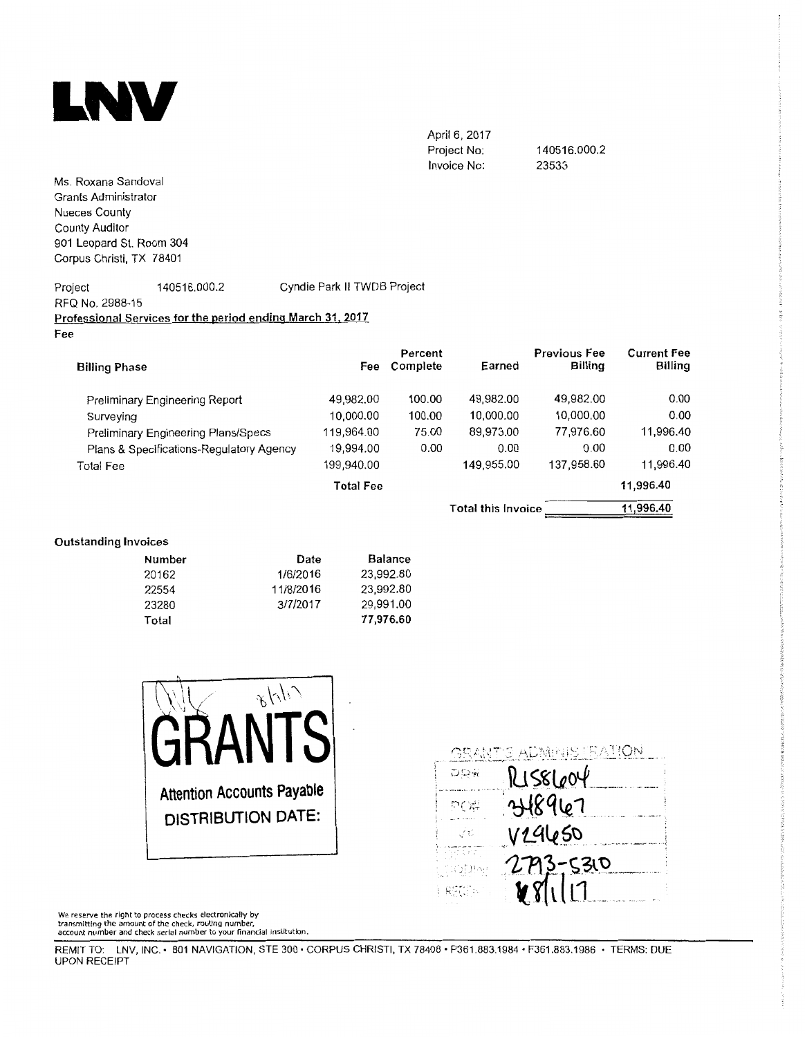# LNV

April 6, 2017
Project No: 140516.000.2
Invoice No: 23535

Ms. Roxana Sandoval
Grants Administrator
Nueces County
County Auditor
901 Leopard St. Room 304
Corpus Christi, TX 78401

Project 140516.000.2 Cyndie Park II TWDB Project
RFQ No. 2988-15

**Professional Services for the period ending March 31, 2017**

**Fee**

| Billing Phase | Fee | Percent Complete | Earned | Previous Fee Billing | Current Fee Billing |
|---|---|---|---|---|---|
| Preliminary Engineering Report | 49,982.00 | 100.00 | 49,982.00 | 49,982.00 | 0.00 |
| Surveying | 10,000.00 | 100.00 | 10,000.00 | 10,000.00 | 0.00 |
| Preliminary Engineering Plans/Specs | 119,964.00 | 75.00 | 89,973.00 | 77,976.60 | 11,996.40 |
| Plans & Specifications-Regulatory Agency | 19,994.00 | 0.00 | 0.00 | 0.00 | 0.00 |
| Total Fee | 199,940.00 | | 149,955.00 | 137,958.60 | 11,996.40 |
| | **Total Fee** | | | | 11,996.40 |
| | | | **Total this Invoice** | | 11,996.40 |

**Outstanding Invoices**

| Number | Date | Balance |
|---|---|---|
| 20162 | 1/6/2016 | 23,992.80 |
| 22554 | 11/8/2016 | 23,992.80 |
| 23280 | 3/7/2017 | 29,991.00 |
| Total | | 77,976.60 |

8/1/17

GRANTS
Attention Accounts Payable
DISTRIBUTION DATE:

GRANTS ADMINISTRATION
DP# R1558604
PO# 348967
V# V24650
2793-5310
8/1/17

We reserve the right to process checks electronically by transmitting the amount of the check, routing number, account number and check serial number to your financial institution.

REMIT TO: LNV, INC. • 801 NAVIGATION, STE 300 • CORPUS CHRISTI, TX 78408 • P361.883.1984 • F361.883.1986 • TERMS: DUE UPON RECEIPT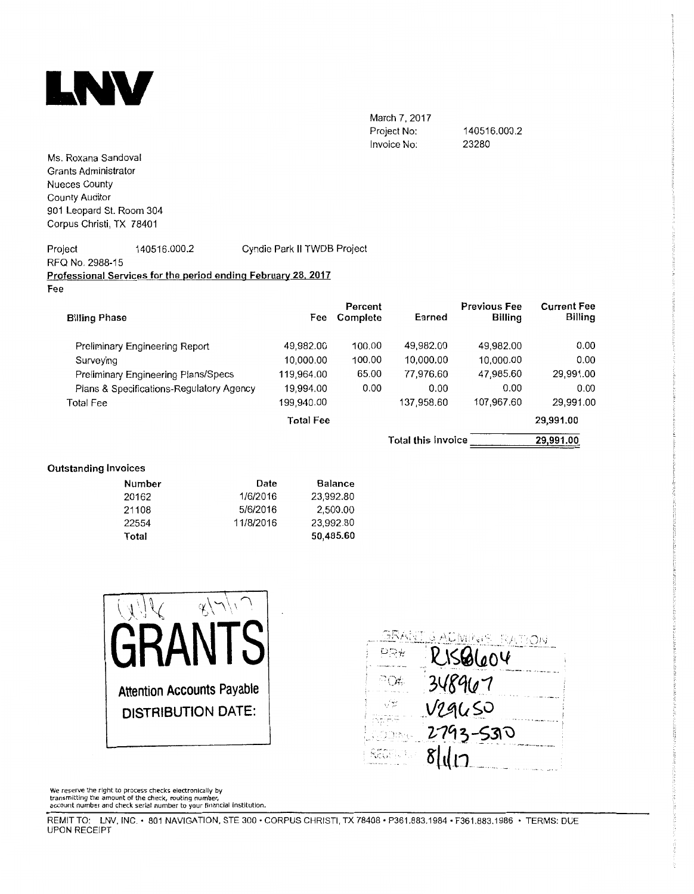# LNV

March 7, 2017
Project No: 140516.000.2
Invoice No: 23280

Ms. Roxana Sandoval
Grants Administrator
Nueces County
County Auditor
901 Leopard St. Room 304
Corpus Christi, TX 78401

Project 140516.000.2 Cyndie Park II TWDB Project
RFQ No. 2988-15

**Professional Services for the period ending February 28, 2017**

Fee

| Billing Phase | Fee | Percent Complete | Earned | Previous Fee Billing | Current Fee Billing |
|---|---|---|---|---|---|
| Preliminary Engineering Report | 49,982.00 | 100.00 | 49,982.00 | 49,982.00 | 0.00 |
| Surveying | 10,000.00 | 100.00 | 10,000.00 | 10,000.00 | 0.00 |
| Preliminary Engineering Plans/Specs | 119,964.00 | 65.00 | 77,976.60 | 47,985.60 | 29,991.00 |
| Plans & Specifications-Regulatory Agency | 19,994.00 | 0.00 | 0.00 | 0.00 | 0.00 |
| Total Fee | 199,940.00 | | 137,958.60 | 107,967.60 | 29,991.00 |
| | Total Fee | | | | 29,991.00 |
| | | | Total this Invoice | | 29,991.00 |

**Outstanding Invoices**

| Number | Date | Balance |
|---|---|---|
| 20162 | 1/6/2016 | 23,992.80 |
| 21108 | 5/6/2016 | 2,500.00 |
| 22554 | 11/8/2016 | 23,992.80 |
| **Total** | | **50,485.60** |

GRANTS
Attention Accounts Payable
DISTRIBUTION DATE:

GRANTS ADMINISTRATION
PR# R15@604
PO# 348967
V# V29650
2793-530
8/1/17

We reserve the right to process checks electronically by transmitting the amount of the check, routing number, account number and check serial number to your financial institution.

REMIT TO: LNV, INC. • 801 NAVIGATION, STE 300 • CORPUS CHRISTI, TX 78408 • P361.883.1984 • F361.883.1986 • TERMS: DUE UPON RECEIPT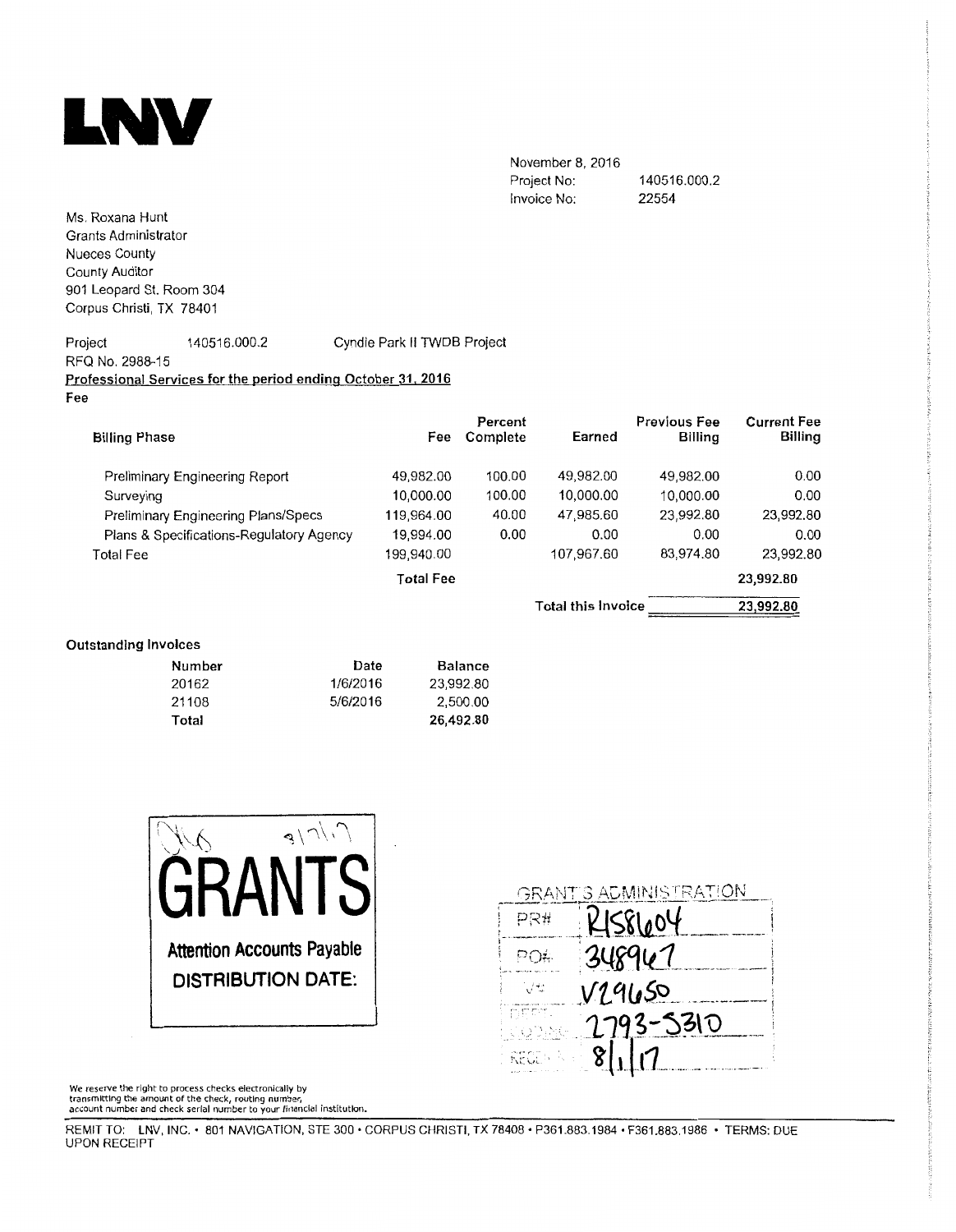# LNV

November 8, 2016
Project No: 140516.000.2
Invoice No: 22554

Ms. Roxana Hunt
Grants Administrator
Nueces County
County Auditor
901 Leopard St. Room 304
Corpus Christi, TX 78401

Project 140516.000.2 Cyndie Park II TWDB Project
RFQ No. 2988-15

**Professional Services for the period ending October 31, 2016**

**Fee**

| Billing Phase | Fee | Percent Complete | Earned | Previous Fee Billing | Current Fee Billing |
|---|---|---|---|---|---|
| Preliminary Engineering Report | 49,982.00 | 100.00 | 49,982.00 | 49,982.00 | 0.00 |
| Surveying | 10,000.00 | 100.00 | 10,000.00 | 10,000.00 | 0.00 |
| Preliminary Engineering Plans/Specs | 119,964.00 | 40.00 | 47,985.60 | 23,992.80 | 23,992.80 |
| Plans & Specifications-Regulatory Agency | 19,994.00 | 0.00 | 0.00 | 0.00 | 0.00 |
| Total Fee | 199,940.00 | | 107,967.60 | 83,974.80 | 23,992.80 |
| | **Total Fee** | | | | **23,992.80** |
| | | | **Total this Invoice** | | **23,992.80** |

**Outstanding Invoices**

| Number | Date | Balance |
|---|---|---|
| 20162 | 1/6/2016 | 23,992.80 |
| 21108 | 5/6/2016 | 2,500.00 |
| **Total** | | **26,492.80** |

GRANTS
Attention Accounts Payable
DISTRIBUTION DATE:

GRANTS ADMINISTRATION
PR# R1581604
PO# 348967
V# V29650
DEPT. CODING 2793-5310
RECD 8/1/17

We reserve the right to process checks electronically by transmitting the amount of the check, routing number, account number and check serial number to your financial institution.

REMIT TO: LNV, INC. • 801 NAVIGATION, STE 300 • CORPUS CHRISTI, TX 78408 • P361.883.1984 • F361.883.1986 • TERMS: DUE UPON RECEIPT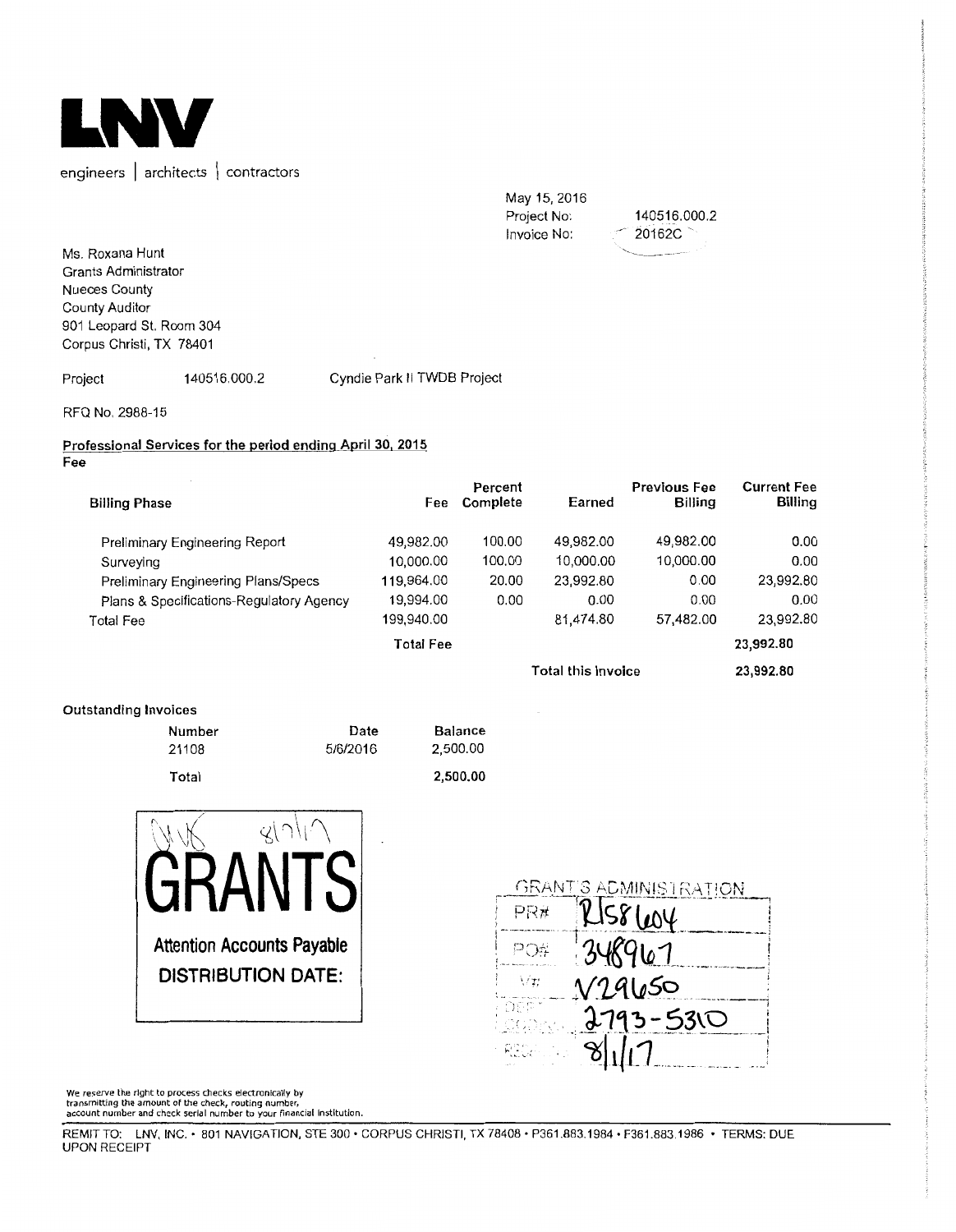# LNV

engineers | architects | contractors

May 15, 2016
Project No: 140516.000.2
Invoice No: 20162C

Ms. Roxana Hunt
Grants Administrator
Nueces County
County Auditor
901 Leopard St. Room 304
Corpus Christi, TX 78401

Project 140516.000.2 Cyndie Park II TWDB Project

RFQ No. 2988-15

**Professional Services for the period ending April 30, 2015**

**Fee**

| Billing Phase | Fee | Percent Complete | Earned | Previous Fee Billing | Current Fee Billing |
|---|---|---|---|---|---|
| Preliminary Engineering Report | 49,982.00 | 100.00 | 49,982.00 | 49,982.00 | 0.00 |
| Surveying | 10,000.00 | 100.00 | 10,000.00 | 10,000.00 | 0.00 |
| Preliminary Engineering Plans/Specs | 119,964.00 | 20.00 | 23,992.80 | 0.00 | 23,992.80 |
| Plans & Specifications-Regulatory Agency | 19,994.00 | 0.00 | 0.00 | 0.00 | 0.00 |
| Total Fee | 199,940.00 | | 81,474.80 | 57,482.00 | 23,992.80 |
| | **Total Fee** | | | | **23,992.80** |
| | | | **Total this Invoice** | | **23,992.80** |

**Outstanding Invoices**

| Number | Date | Balance |
|---|---|---|
| 21108 | 5/6/2016 | 2,500.00 |
| Total | | **2,500.00** |

8/1/17

**GRANTS**

**Attention Accounts Payable**
**DISTRIBUTION DATE:**

GRANTS ADMINISTRATION
PR# R158604
PO# 348967
V# V29650
DEPT 2793-5310
REC 8/1/17

We reserve the right to process checks electronically by transmitting the amount of the check, routing number, account number and check serial number to your financial institution.

REMIT TO: LNV, INC. • 801 NAVIGATION, STE 300 • CORPUS CHRISTI, TX 78408 • P361.883.1984 • F361.883.1986 • TERMS: DUE UPON RECEIPT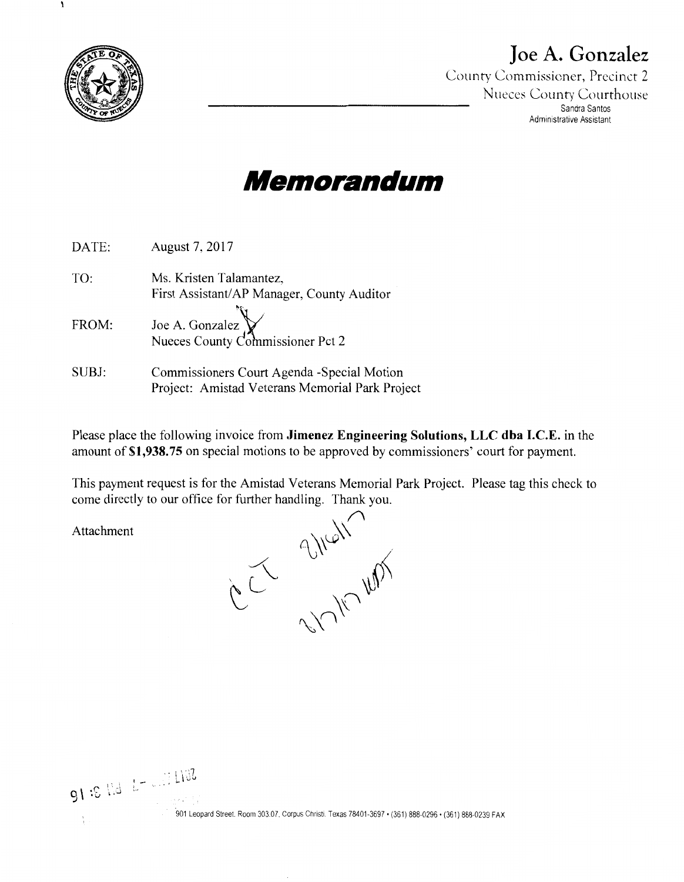# Joe A. Gonzalez

County Commissioner, Precinct 2
Nueces County Courthouse
Sandra Santos
Administrative Assistant

# ***Memorandum***

DATE: August 7, 2017

TO: Ms. Kristen Talamantez,
First Assistant/AP Manager, County Auditor

FROM: Joe A. Gonzalez
Nueces County Commissioner Pct 2

SUBJ: Commissioners Court Agenda -Special Motion
Project: Amistad Veterans Memorial Park Project

Please place the following invoice from **Jimenez Engineering Solutions, LLC dba I.C.E.** in the amount of **$1,938.75** on special motions to be approved by commissioners' court for payment.

This payment request is for the Amistad Veterans Memorial Park Project. Please tag this check to come directly to our office for further handling. Thank you.

Attachment

CCT 8/16/17
8/7/17 WPT

2017 AUG -7 PM 3:16

901 Leopard Street, Room 303.07, Corpus Christi, Texas 78401-3697 • (361) 888-0296 • (361) 888-0239 FAX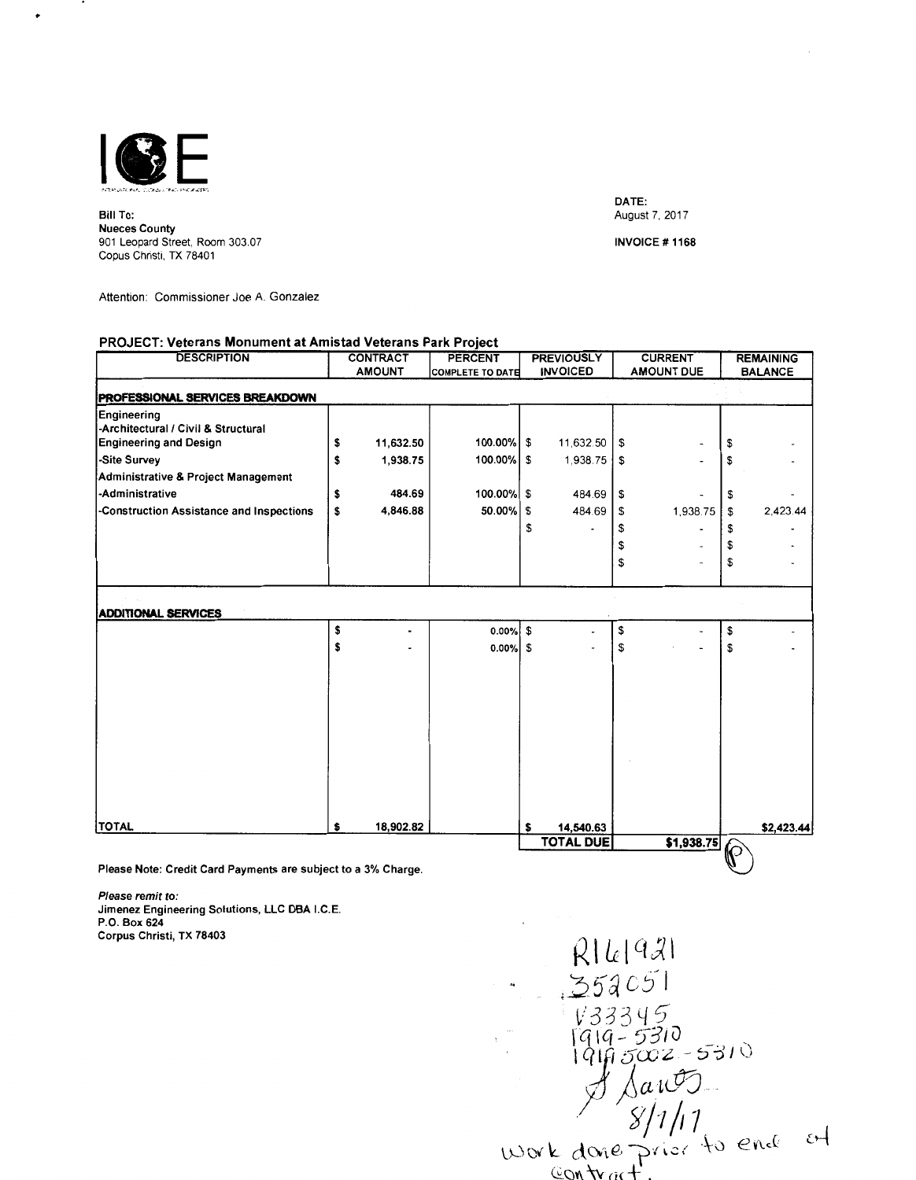ICE

INTERNATIONAL CONSULTING ENGINEERS

**Bill To:**
**Nueces County**
901 Leopard Street, Room 303.07
Copus Christi, TX 78401

**DATE:**
August 7, 2017

**INVOICE # 1168**

Attention: Commissioner Joe A. Gonzalez

**PROJECT: Veterans Monument at Amistad Veterans Park Project**

| DESCRIPTION | CONTRACT AMOUNT | PERCENT COMPLETE TO DATE | PREVIOUSLY INVOICED | CURRENT AMOUNT DUE | REMAINING BALANCE |
|---|---|---|---|---|---|
| **PROFESSIONAL SERVICES BREAKDOWN** | | | | | |
| Engineering<br>-Architectural / Civil & Structural Engineering and Design | $ 11,632.50 | 100.00% | $ 11,632.50 | $ - | $ - |
| -Site Survey | $ 1,938.75 | 100.00% | $ 1,938.75 | $ - | $ - |
| Administrative & Project Management<br>-Administrative | $ 484.69 | 100.00% | $ 484.69 | $ - | $ - |
| -Construction Assistance and Inspections | $ 4,846.88 | 50.00% | $ 484.69 | $ 1,938.75 | $ 2,423.44 |
| | | | $ - | $ - | $ - |
| | | | | $ - | $ - |
| | | | | $ - | $ - |
| **ADDITIONAL SERVICES** | | | | | |
| | $ - | 0.00% | $ - | $ - | $ - |
| | $ - | 0.00% | $ - | $ - | $ - |
| **TOTAL** | $ 18,902.82 | | $ 14,540.63 | | $2,423.44 |
| | | | **TOTAL DUE** | **$1,938.75** | |

**Please Note: Credit Card Payments are subject to a 3% Charge.**

***Please remit to:***
**Jimenez Engineering Solutions, LLC DBA I.C.E.**
**P.O. Box 624**
**Corpus Christi, TX 78403**

R161921
352051
V33345
1919-5310
1919-5002-5310
J Santos
8/1/17
Work done prior to end of contract.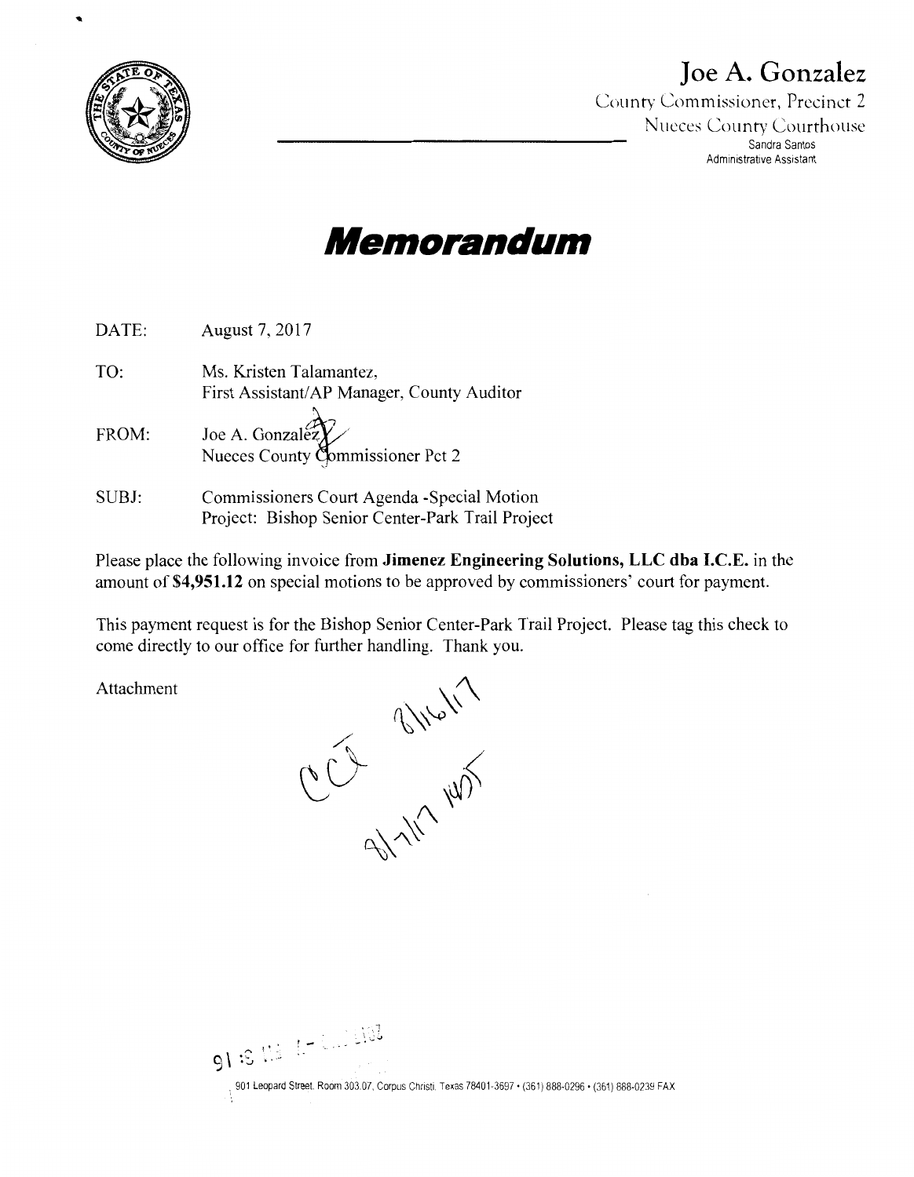# Joe A. Gonzalez

County Commissioner, Precinct 2
Nueces County Courthouse
Sandra Santos
Administrative Assistant

# *Memorandum*

DATE: August 7, 2017

TO: Ms. Kristen Talamantez,
First Assistant/AP Manager, County Auditor

FROM: Joe A. Gonzalez
Nueces County Commissioner Pct 2

SUBJ: Commissioners Court Agenda -Special Motion
Project: Bishop Senior Center-Park Trail Project

Please place the following invoice from **Jimenez Engineering Solutions, LLC dba I.C.E.** in the amount of **$4,951.12** on special motions to be approved by commissioners' court for payment.

This payment request is for the Bishop Senior Center-Park Trail Project. Please tag this check to come directly to our office for further handling. Thank you.

Attachment

CCJ 8/16/17
8/7/17 1455

901 Leopard Street, Room 303.07, Corpus Christi, Texas 78401-3697 • (361) 888-0296 • (361) 888-0239 FAX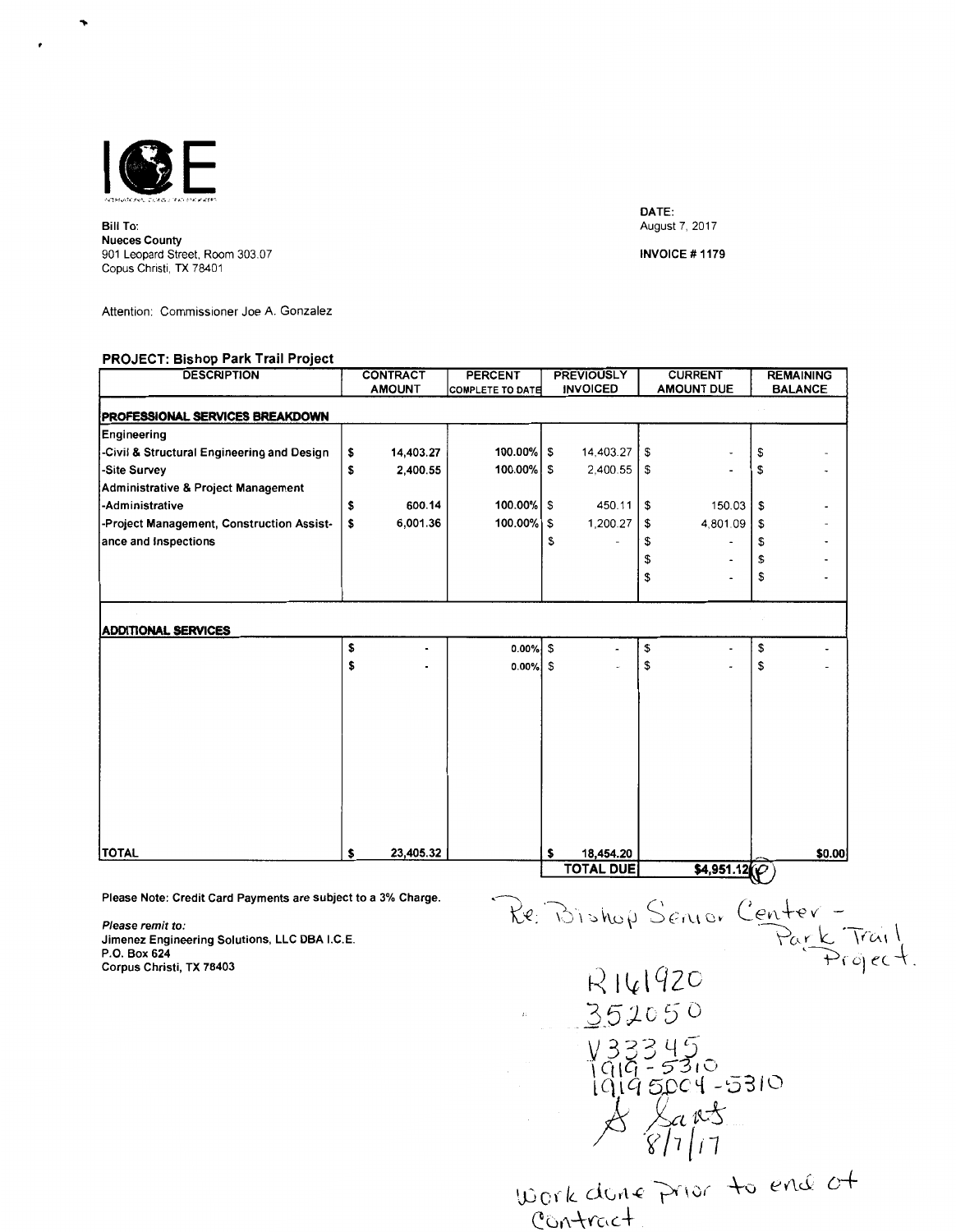ICE

INTERNATIONAL CONSULTING ENGINEERS

**Bill To:**
**Nueces County**
901 Leopard Street, Room 303.07
Copus Christi, TX 78401

**DATE:**
August 7, 2017

**INVOICE # 1179**

Attention: Commissioner Joe A. Gonzalez

**PROJECT: Bishop Park Trail Project**

| DESCRIPTION | CONTRACT AMOUNT | PERCENT COMPLETE TO DATE | PREVIOUSLY INVOICED | CURRENT AMOUNT DUE | REMAINING BALANCE |
|---|---|---|---|---|---|
| **PROFESSIONAL SERVICES BREAKDOWN** | | | | | |
| Engineering | | | | | |
| -Civil & Structural Engineering and Design | $ 14,403.27 | 100.00% | $ 14,403.27 | $ - | $ - |
| -Site Survey | $ 2,400.55 | 100.00% | $ 2,400.55 | $ - | $ - |
| Administrative & Project Management | | | | | |
| -Administrative | $ 600.14 | 100.00% | $ 450.11 | $ 150.03 | $ - |
| -Project Management, Construction Assistance and Inspections | $ 6,001.36 | 100.00% | $ 1,200.27 | $ 4,801.09 | $ - |
| | | | $ - | $ - | $ - |
| | | | | $ - | $ - |
| | | | | $ - | $ - |
| **ADDITIONAL SERVICES** | | | | | |
| | $ - | 0.00% | $ - | $ - | $ - |
| | $ - | 0.00% | $ - | $ - | $ - |
| **TOTAL** | $ 23,405.32 | | $ 18,454.20 | | $0.00 |
| | | | **TOTAL DUE** | **$4,951.12** | |

**Please Note: Credit Card Payments are subject to a 3% Charge.**

***Please remit to:***
**Jimenez Engineering Solutions, LLC DBA I.C.E.**
**P.O. Box 624**
**Corpus Christi, TX 78403**

Re: Bishop Senior Center - Park Trail Project.

R161920
352050
V33345
1919-5310
1919 5004-5310
8/7/17

Work done prior to end of contract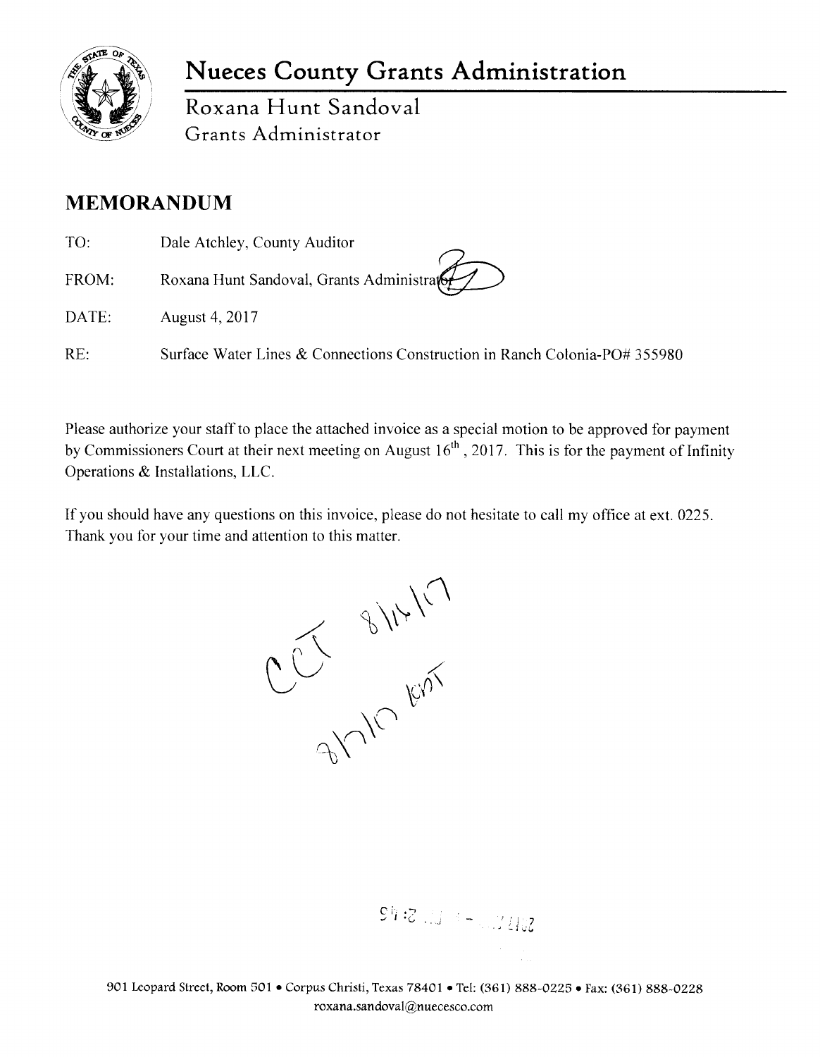# Nueces County Grants Administration

Roxana Hunt Sandoval
Grants Administrator

## MEMORANDUM

TO: Dale Atchley, County Auditor

FROM: Roxana Hunt Sandoval, Grants Administrator

DATE: August 4, 2017

RE: Surface Water Lines & Connections Construction in Ranch Colonia-PO# 355980

Please authorize your staff to place the attached invoice as a special motion to be approved for payment by Commissioners Court at their next meeting on August 16th, 2017. This is for the payment of Infinity Operations & Installations, LLC.

If you should have any questions on this invoice, please do not hesitate to call my office at ext. 0225. Thank you for your time and attention to this matter.

CCT 8/16/17

8/10 KNT

901 Leopard Street, Room 501 • Corpus Christi, Texas 78401 • Tel: (361) 888-0225 • Fax: (361) 888-0228
roxana.sandoval@nuecesco.com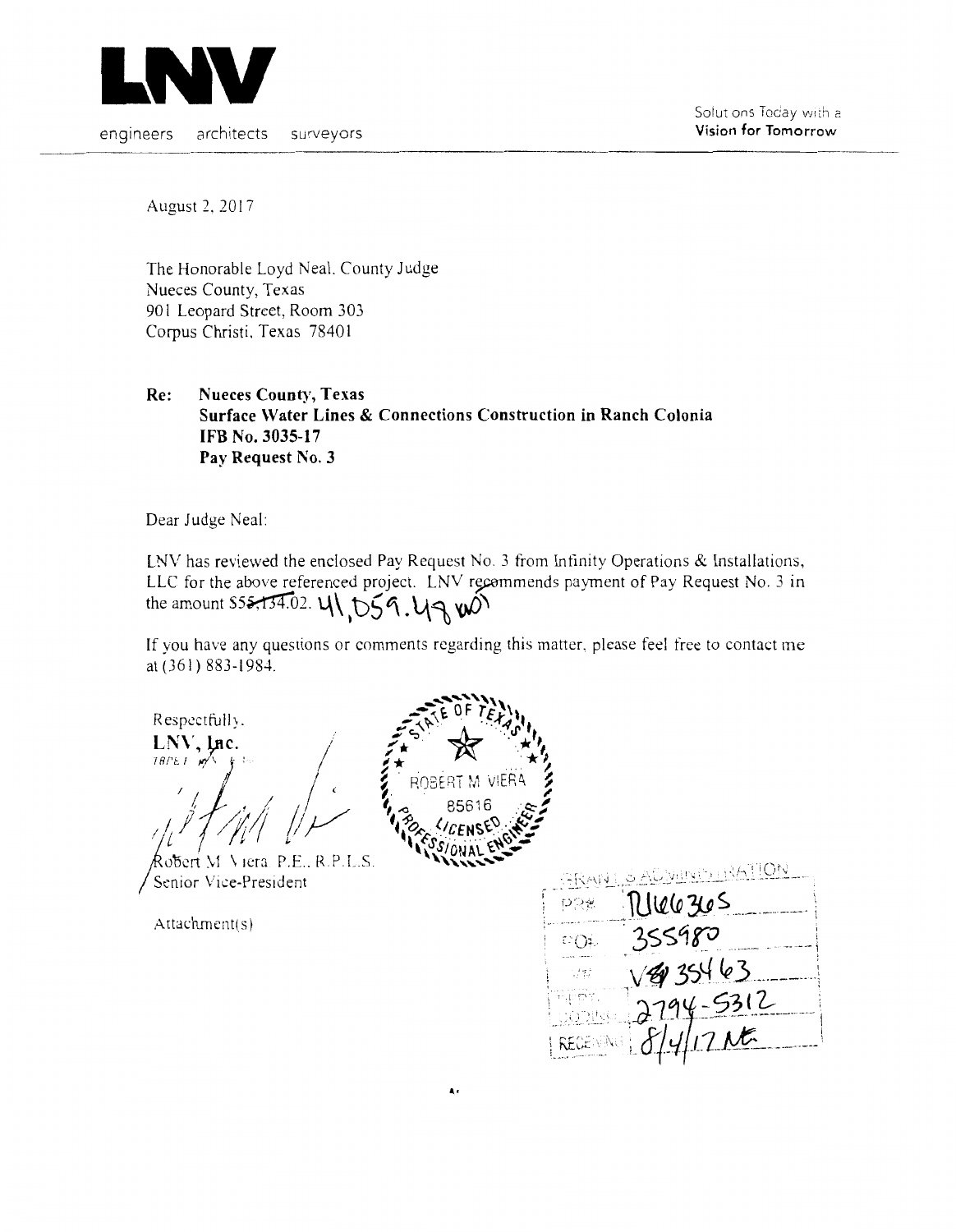**LNV**

engineers architects surveyors

Solutions Today with a **Vision for Tomorrow**

August 2, 2017

The Honorable Loyd Neal, County Judge
Nueces County, Texas
901 Leopard Street, Room 303
Corpus Christi, Texas 78401

**Re: Nueces County, Texas**
**Surface Water Lines & Connections Construction in Ranch Colonia**
**IFB No. 3035-17**
**Pay Request No. 3**

Dear Judge Neal:

LNV has reviewed the enclosed Pay Request No. 3 from Infinity Operations & Installations, LLC for the above referenced project. LNV recommends payment of Pay Request No. 3 in the amount ~~$55,134.02~~. 41,059.48 wo

If you have any questions or comments regarding this matter, please feel free to contact me at (361) 883-1984.

Respectfully,
**LNV, Inc.**

Robert M. Viera P.E., R.P.L.S.
Senior Vice-President

STATE OF TEXAS
ROBERT M VIERA
85616
LICENSED
PROFESSIONAL ENGINEER

Attachment(s)

GRANTS ADMINISTRATION
PR# R1106365
PO# 355980
V# V# 35463
DEPT. CODING: 2794-5312
RECEIVING: 8/4/17 NE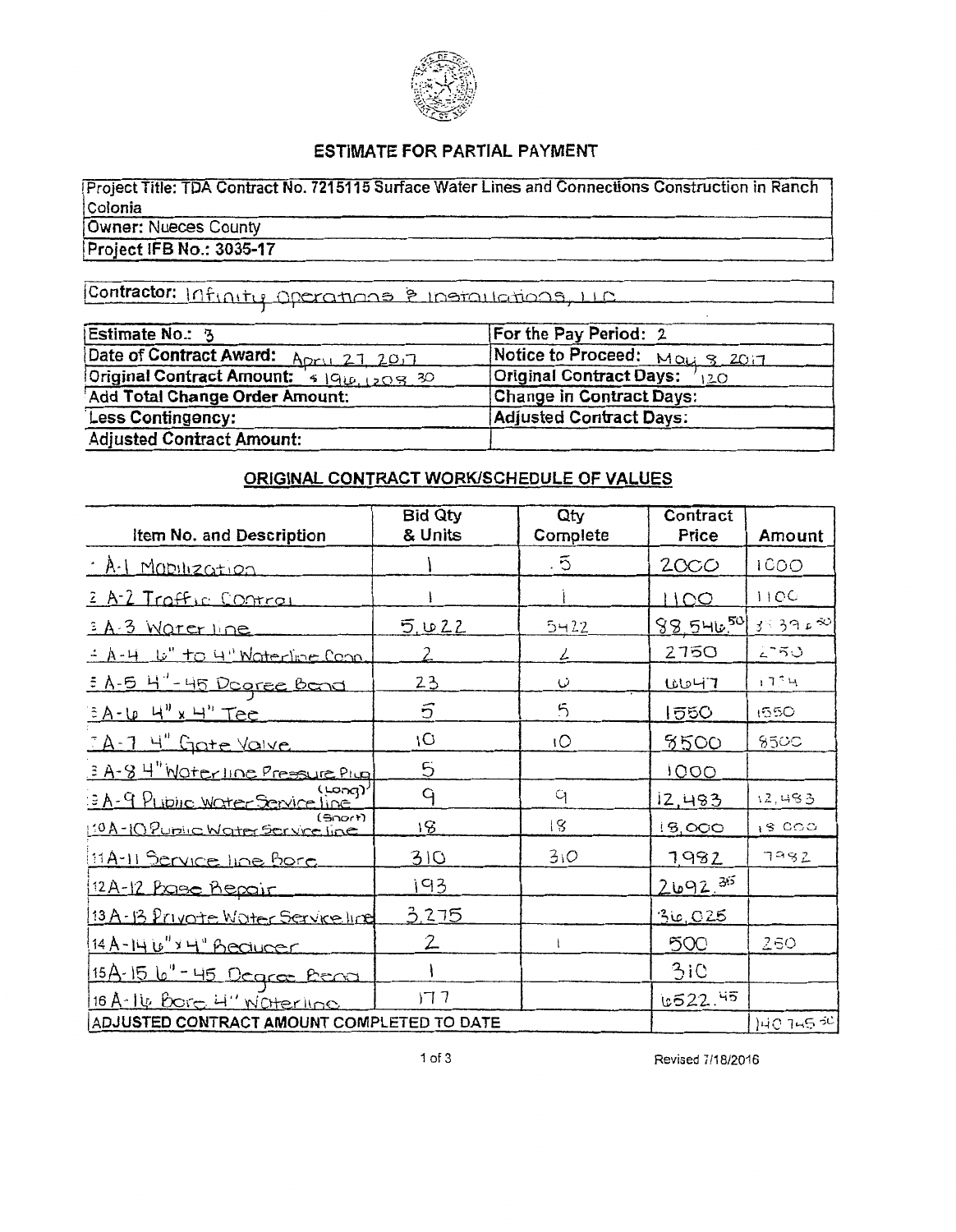## ESTIMATE FOR PARTIAL PAYMENT

| Project Title: TDA Contract No. 7215115 Surface Water Lines and Connections Construction in Ranch Colonia |
|---|
| Owner: Nueces County |
| Project IFB No.: 3035-17 |

| Contractor: Infinity Operations & Installations, LLC |
|---|

| | |
|---|---|
| Estimate No.: 3 | For the Pay Period: 2 |
| Date of Contract Award: April 27 2017 | Notice to Proceed: May 8 2017 |
| Original Contract Amount: $196,208.30 | Original Contract Days: 120 |
| Add Total Change Order Amount: | Change in Contract Days: |
| Less Contingency: | Adjusted Contract Days: |
| Adjusted Contract Amount: | |

### ORIGINAL CONTRACT WORK/SCHEDULE OF VALUES

| Item No. and Description | Bid Qty & Units | Qty Complete | Contract Price | Amount |
|---|---|---|---|---|
| 1 A-1 Mobilization | 1 | .5 | 2000 | 1000 |
| 2 A-2 Traffic Control | 1 | 1 | 1100 | 1100 |
| 3 A-3 Water line | 5,622 | 5422 | 88,546.50 | 3?39?.50 |
| 4 A-4 6" to 4" Waterline Conn. | 2 | 2 | 2750 | 2750 |
| 5 A-5 4"-45 Degree Bend | 23 | 0 | 6647 | 1?74 |
| 6 A-6 4" x 4" Tee | 5 | 5 | 1550 | 1550 |
| 7 A-7 4" Gate Valve | 10 | 10 | 8500 | 8500 |
| 8 A-8 4" Waterline Pressure Plug | 5 | | 1000 | |
| 9 A-9 Public Water Service line (Long) | 9 | 9 | 12,483 | 12,483 |
| 10 A-10 Public Water Service line (Short) | 18 | 18 | 18,000 | 18,000 |
| 11 A-11 Service line Bore | 310 | 310 | 7,982 | 7982 |
| 12 A-12 Base Repair | 193 | | 2692.35 | |
| 13 A-13 Private Water Service line | 3,275 | | 36,025 | |
| 14 A-14 6" x 4" Reducer | 2 | 1 | 500 | 250 |
| 15 A-15 6" - 45 Degree Bend | 1 | | 310 | |
| 16 A-16 Bore 4" Waterline | 177 | | 6522.45 | |
| ADJUSTED CONTRACT AMOUNT COMPLETED TO DATE | | | | 140745.50 |

Revised 7/18/2016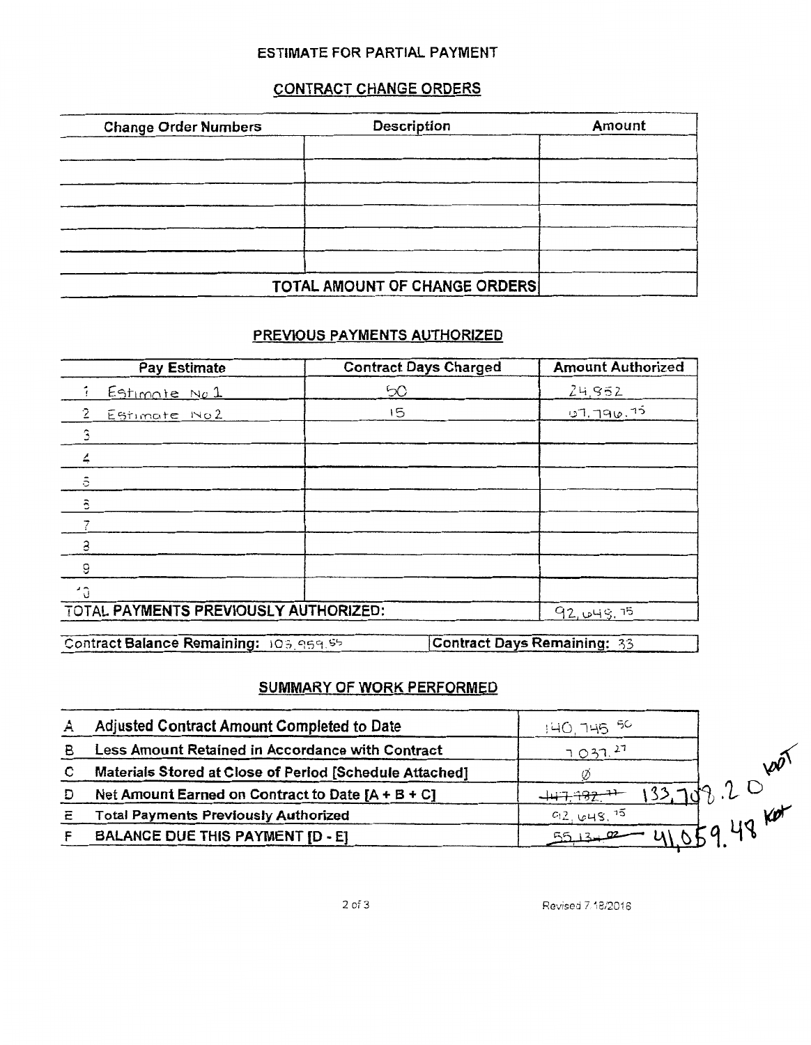## ESTIMATE FOR PARTIAL PAYMENT

### CONTRACT CHANGE ORDERS

| Change Order Numbers | Description | Amount |
|---|---|---|
| | | |
| | | |
| | | |
| | | |
| | | |
| | | |
| | TOTAL AMOUNT OF CHANGE ORDERS | |

### PREVIOUS PAYMENTS AUTHORIZED

| Pay Estimate | Contract Days Charged | Amount Authorized |
|---|---|---|
| 1 Estimate No 1 | 50 | 24,852 |
| 2 Estimate No 2 | 15 | 67,796.75 |
| 3 | | |
| 4 | | |
| 5 | | |
| 6 | | |
| 7 | | |
| 8 | | |
| 9 | | |
| 10 | | |
| TOTAL PAYMENTS PREVIOUSLY AUTHORIZED: | | 92,648.75 |

| Contract Balance Remaining: 103,959.55 | Contract Days Remaining: 33 |
|---|---|

### SUMMARY OF WORK PERFORMED

| | | |
|---|---|---|
| A | Adjusted Contract Amount Completed to Date | 140,745.50 |
| B | Less Amount Retained in Accordance with Contract | 7,037.27 |
| C | Materials Stored at Close of Period [Schedule Attached] | Ø |
| D | Net Amount Earned on Contract to Date [A + B + C] | ~~147,782.77~~ 133,708.20 KOT |
| E | Total Payments Previously Authorized | 92,648.75 |
| F | BALANCE DUE THIS PAYMENT [D - E] | ~~55,134.02~~ 41,059.48 KOT |

Revised 7.18/2016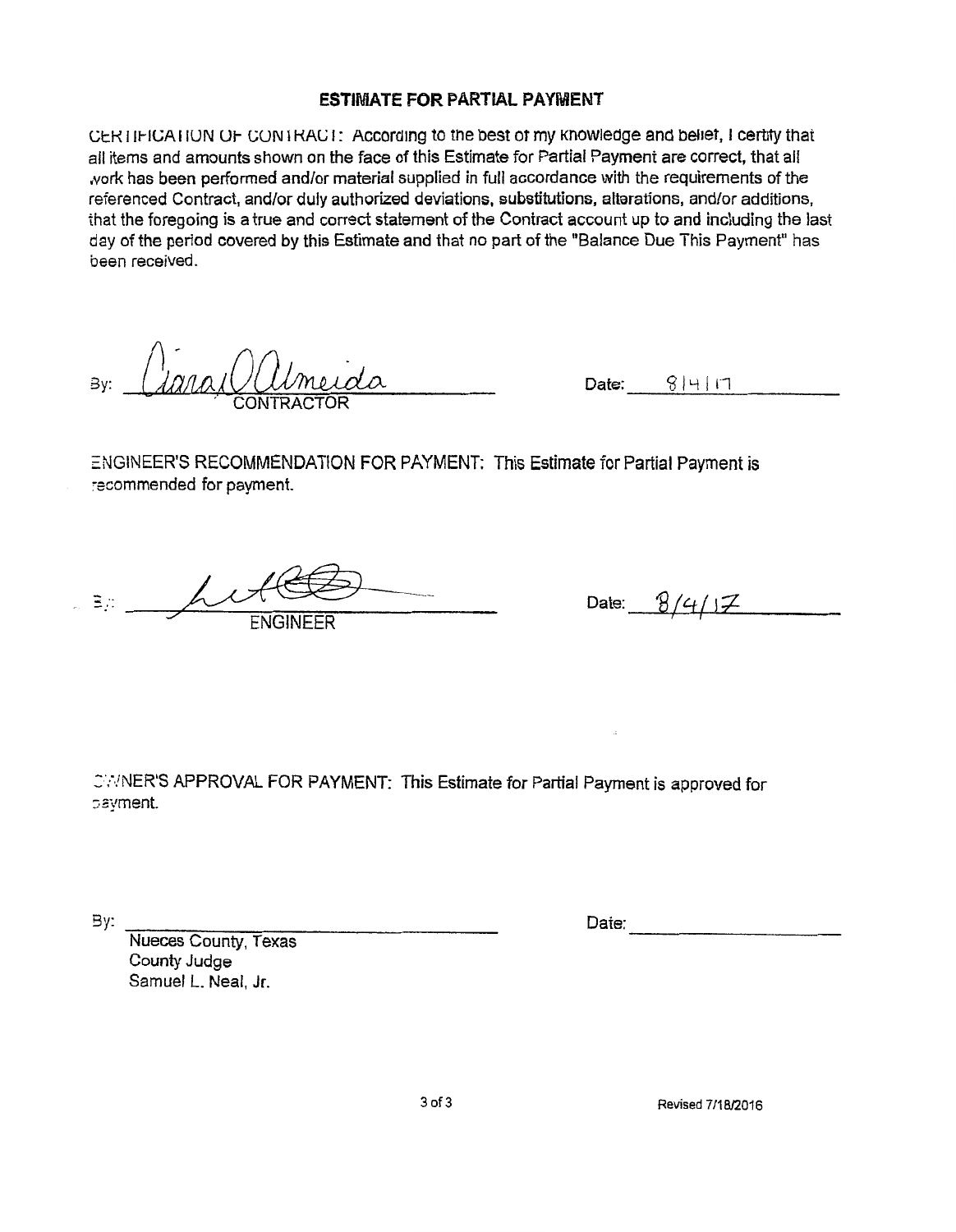## ESTIMATE FOR PARTIAL PAYMENT

CERTIFICATION OF CONTRACT: According to the best of my knowledge and belief, I certify that all items and amounts shown on the face of this Estimate for Partial Payment are correct, that all work has been performed and/or material supplied in full accordance with the requirements of the referenced Contract, and/or duly authorized deviations, substitutions, alterations, and/or additions, that the foregoing is a true and correct statement of the Contract account up to and including the last day of the period covered by this Estimate and that no part of the "Balance Due This Payment" has been received.

By: Ciara O Almeida
CONTRACTOR

Date: 8|4|17

ENGINEER'S RECOMMENDATION FOR PAYMENT: This Estimate for Partial Payment is recommended for payment.

By: _______________
ENGINEER

Date: 8/4/17

OWNER'S APPROVAL FOR PAYMENT: This Estimate for Partial Payment is approved for payment.

By: _______________
Nueces County, Texas
County Judge
Samuel L. Neal, Jr.

Date: _______________

Revised 7/18/2016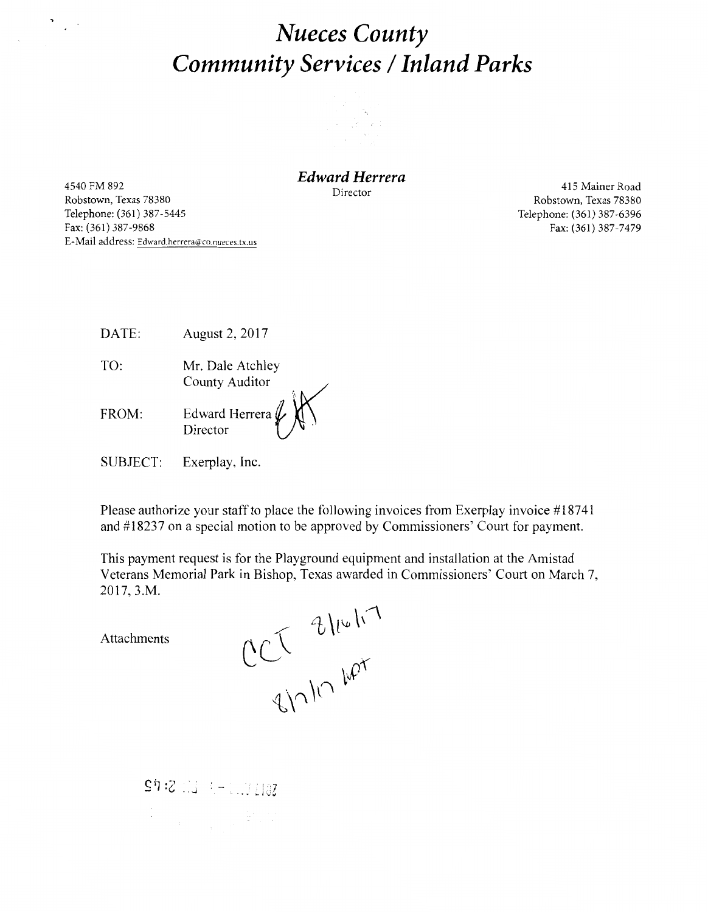# *Nueces County*
# *Community Services / Inland Parks*

***Edward Herrera***
Director

4540 FM 892
Robstown, Texas 78380
Telephone: (361) 387-5445
Fax: (361) 387-9868
E-Mail address: Edward.herrera@co.nueces.tx.us

415 Mainer Road
Robstown, Texas 78380
Telephone: (361) 387-6396
Fax: (361) 387-7479

DATE: August 2, 2017

TO: Mr. Dale Atchley
County Auditor

FROM: Edward Herrera
Director

SUBJECT: Exerplay, Inc.

Please authorize your staff to place the following invoices from Exerplay invoice #18741 and #18237 on a special motion to be approved by Commissioners' Court for payment.

This payment request is for the Playground equipment and installation at the Amistad Veterans Memorial Park in Bishop, Texas awarded in Commissioners' Court on March 7, 2017, 3.M.

Attachments

CCT 8/16/17
8/7/17 kpt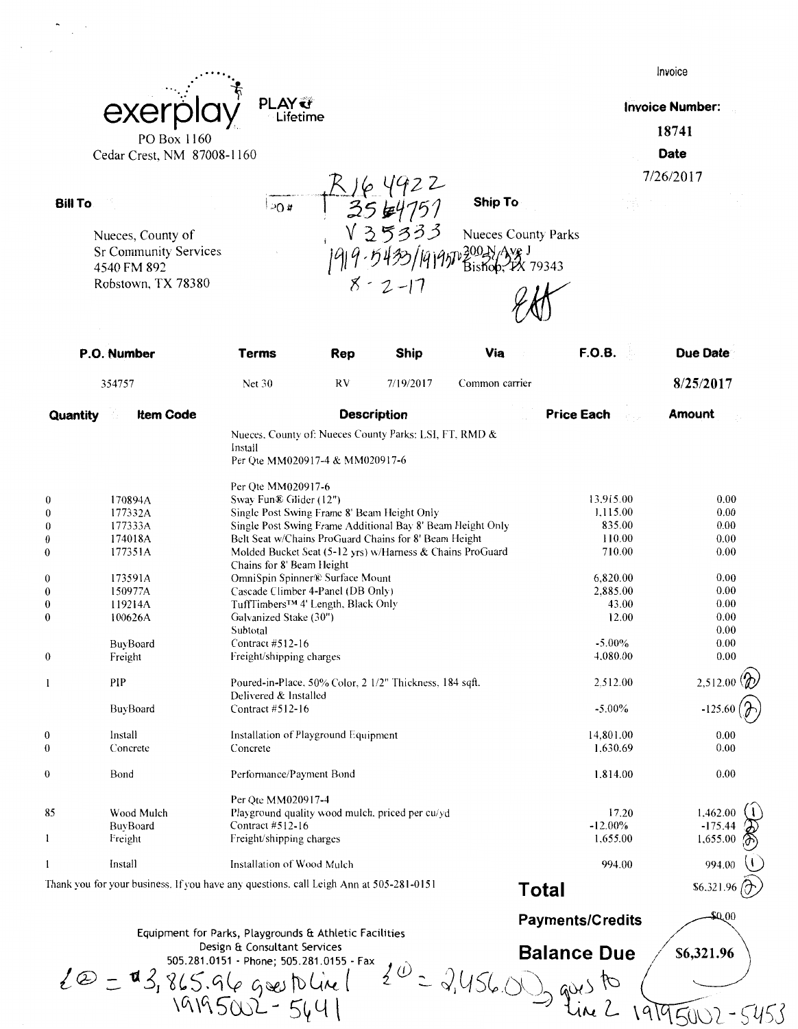Invoice

**exerplay** PLAY Lifetime

PO Box 1160
Cedar Crest, NM 87008-1160

**Invoice Number:** 18741

**Date** 7/26/2017

R164922
PO # 354757
V35333
1919-5433/19195002-5453
8-2-17

**Bill To**

Nueces, County of
Sr Community Services
4540 FM 892
Robstown, TX 78380

**Ship To**

Nueces County Parks
200 N Ave J
Bishop, TX 79343

| P.O. Number | Terms | Rep | Ship | Via | F.O.B. | Due Date |
|---|---|---|---|---|---|---|
| 354757 | Net 30 | RV | 7/19/2017 | Common carrier | | **8/25/2017** |

| Quantity | Item Code | Description | Price Each | Amount |
|---|---|---|---|---|
| | | Nueces, County of: Nueces County Parks: LSI, FT, RMD & Install<br>Per Qte MM020917-4 & MM020917-6 | | |
| | | Per Qte MM020917-6 | | |
| 0 | 170894A | Sway Fun® Glider (12") | 13,915.00 | 0.00 |
| 0 | 177332A | Single Post Swing Frame 8' Beam Height Only | 1,115.00 | 0.00 |
| 0 | 177333A | Single Post Swing Frame Additional Bay 8' Beam Height Only | 835.00 | 0.00 |
| 0 | 174018A | Belt Seat w/Chains ProGuard Chains for 8' Beam Height | 110.00 | 0.00 |
| 0 | 177351A | Molded Bucket Seat (5-12 yrs) w/Harness & Chains ProGuard Chains for 8' Beam Height | 710.00 | 0.00 |
| 0 | 173591A | OmniSpin Spinner® Surface Mount | 6,820.00 | 0.00 |
| 0 | 150977A | Cascade Climber 4-Panel (DB Only) | 2,885.00 | 0.00 |
| 0 | 119214A | TuffTimbers™ 4' Length, Black Only | 43.00 | 0.00 |
| 0 | 100626A | Galvanized Stake (30") | 12.00 | 0.00 |
| | | Subtotal | | 0.00 |
| | BuyBoard | Contract #512-16 | -5.00% | 0.00 |
| 0 | Freight | Freight/shipping charges | 4,080.00 | 0.00 |
| 1 | PIP | Poured-in-Place, 50% Color, 2 1/2" Thickness, 184 sqft. Delivered & Installed | 2,512.00 | 2,512.00 (2) |
| | BuyBoard | Contract #512-16 | -5.00% | -125.60 (2) |
| 0 | Install | Installation of Playground Equipment | 14,801.00 | 0.00 |
| 0 | Concrete | Concrete | 1,630.69 | 0.00 |
| 0 | Bond | Performance/Payment Bond | 1,814.00 | 0.00 |
| | | Per Qte MM020917-4 | | |
| 85 | Wood Mulch | Playground quality wood mulch, priced per cu/yd | 17.20 | 1,462.00 (1) |
| | BuyBoard | Contract #512-16 | -12.00% | -175.44 (2) |
| 1 | Freight | Freight/shipping charges | 1,655.00 | 1,655.00 (2) |
| 1 | Install | Installation of Wood Mulch | 994.00 | 994.00 (1) |

Thank you for your business. If you have any questions, call Leigh Ann at 505-281-0151

**Total** $6,321.96 (2)

**Payments/Credits** $0.00

**Balance Due** $6,321.96

Equipment for Parks, Playgrounds & Athletic Facilities
Design & Consultant Services
505.281.0151 - Phone; 505.281.0155 - Fax

Σ(2) = $3,865.96 goes to Line 1 19195002-5441

Σ(1) = 2,456.00 goes to Line 2 19195002-5453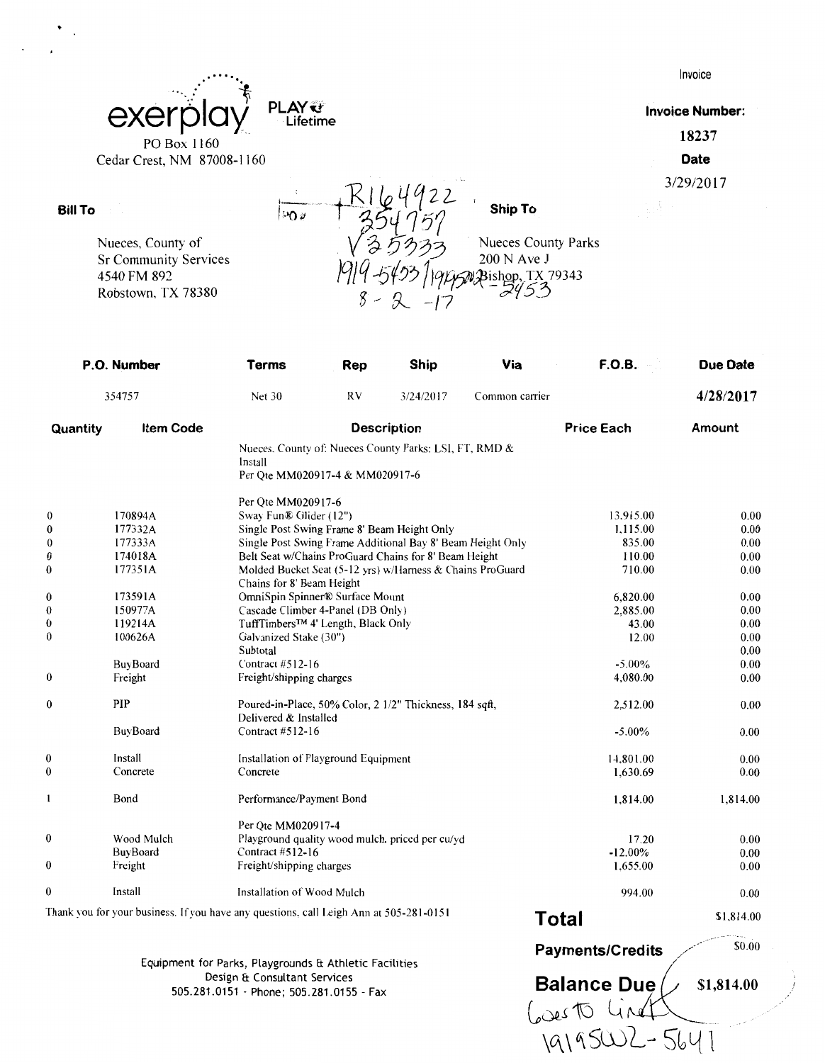exerplay PLAY Lifetime

PO Box 1160
Cedar Crest, NM 87008-1160

Invoice

**Invoice Number:**

18237

**Date**

3/29/2017

**Bill To**

Nueces, County of
Sr Community Services
4540 FM 892
Robstown, TX 78380

R164922
354757
V35333
1919-5453 | 1919502-2453
8-2-17

**Ship To**

Nueces County Parks
200 N Ave J
Bishop, TX 79343

| P.O. Number | Terms | Rep | Ship | Via | F.O.B. | Due Date |
|---|---|---|---|---|---|---|
| 354757 | Net 30 | RV | 3/24/2017 | Common carrier | | **4/28/2017** |

| Quantity | Item Code | Description | Price Each | Amount |
|---|---|---|---|---|
| | | Nueces. County of: Nueces County Parks: LSI, FT, RMD & Install<br>Per Qte MM020917-4 & MM020917-6 | | |
| | | Per Qte MM020917-6 | | |
| 0 | 170894A | Sway Fun® Glider (12") | 13,915.00 | 0.00 |
| 0 | 177332A | Single Post Swing Frame 8' Beam Height Only | 1,115.00 | 0.00 |
| 0 | 177333A | Single Post Swing Frame Additional Bay 8' Beam Height Only | 835.00 | 0.00 |
| 0 | 174018A | Belt Seat w/Chains ProGuard Chains for 8' Beam Height | 110.00 | 0.00 |
| 0 | 177351A | Molded Bucket Seat (5-12 yrs) w/Harness & Chains ProGuard Chains for 8' Beam Height | 710.00 | 0.00 |
| 0 | 173591A | OmniSpin Spinner® Surface Mount | 6,820.00 | 0.00 |
| 0 | 150977A | Cascade Climber 4-Panel (DB Only) | 2,885.00 | 0.00 |
| 0 | 119214A | TuffTimbers™ 4' Length, Black Only | 43.00 | 0.00 |
| 0 | 100626A | Galvanized Stake (30") | 12.00 | 0.00 |
| | | Subtotal | | 0.00 |
| | BuyBoard | Contract #512-16 | -5.00% | 0.00 |
| 0 | Freight | Freight/shipping charges | 4,080.00 | 0.00 |
| 0 | PIP | Poured-in-Place, 50% Color, 2 1/2" Thickness, 184 sqft, Delivered & Installed | 2,512.00 | 0.00 |
| | BuyBoard | Contract #512-16 | -5.00% | 0.00 |
| 0 | Install | Installation of Playground Equipment | 14,801.00 | 0.00 |
| 0 | Concrete | Concrete | 1,630.69 | 0.00 |
| 1 | Bond | Performance/Payment Bond | 1,814.00 | 1,814.00 |
| | | Per Qte MM020917-4 | | |
| 0 | Wood Mulch | Playground quality wood mulch, priced per cu/yd | 17.20 | 0.00 |
| | BuyBoard | Contract #512-16 | -12.00% | 0.00 |
| 0 | Freight | Freight/shipping charges | 1,655.00 | 0.00 |
| 0 | Install | Installation of Wood Mulch | 994.00 | 0.00 |

Thank you for your business. If you have any questions, call Leigh Ann at 505-281-0151

| | |
|---|---|
| **Total** | $1,814.00 |
| **Payments/Credits** | $0.00 |
| **Balance Due** | $1,814.00 |

Goes to Line
1919502-5641

Equipment for Parks, Playgrounds & Athletic Facilities
Design & Consultant Services
505.281.0151 - Phone; 505.281.0155 - Fax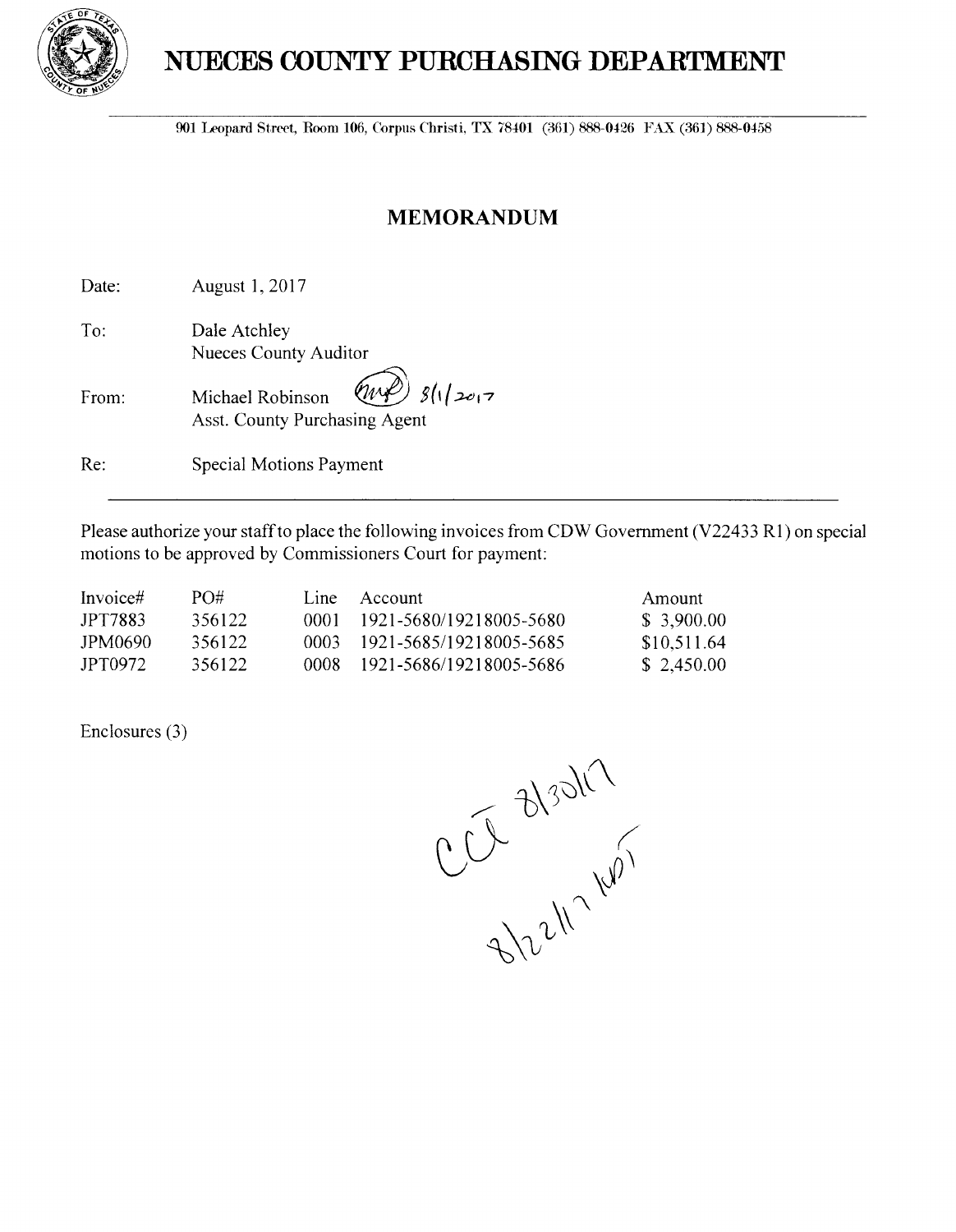# NUECES COUNTY PURCHASING DEPARTMENT

901 Leopard Street, Room 106, Corpus Christi, TX 78401 (361) 888-0426 FAX (361) 888-0458

## MEMORANDUM

Date: August 1, 2017

To: Dale Atchley
Nueces County Auditor

From: Michael Robinson (MR) 8/1/2017
Asst. County Purchasing Agent

Re: Special Motions Payment

---

Please authorize your staff to place the following invoices from CDW Government (V22433 R1) on special motions to be approved by Commissioners Court for payment:

| Invoice# | PO# | Line | Account | Amount |
|---|---|---|---|---|
| JPT7883 | 356122 | 0001 | 1921-5680/19218005-5680 | $ 3,900.00 |
| JPM0690 | 356122 | 0003 | 1921-5685/19218005-5685 | $10,511.64 |
| JPT0972 | 356122 | 0008 | 1921-5686/19218005-5686 | $ 2,450.00 |

Enclosures (3)

CCt 8/30/17
8/22/17 ks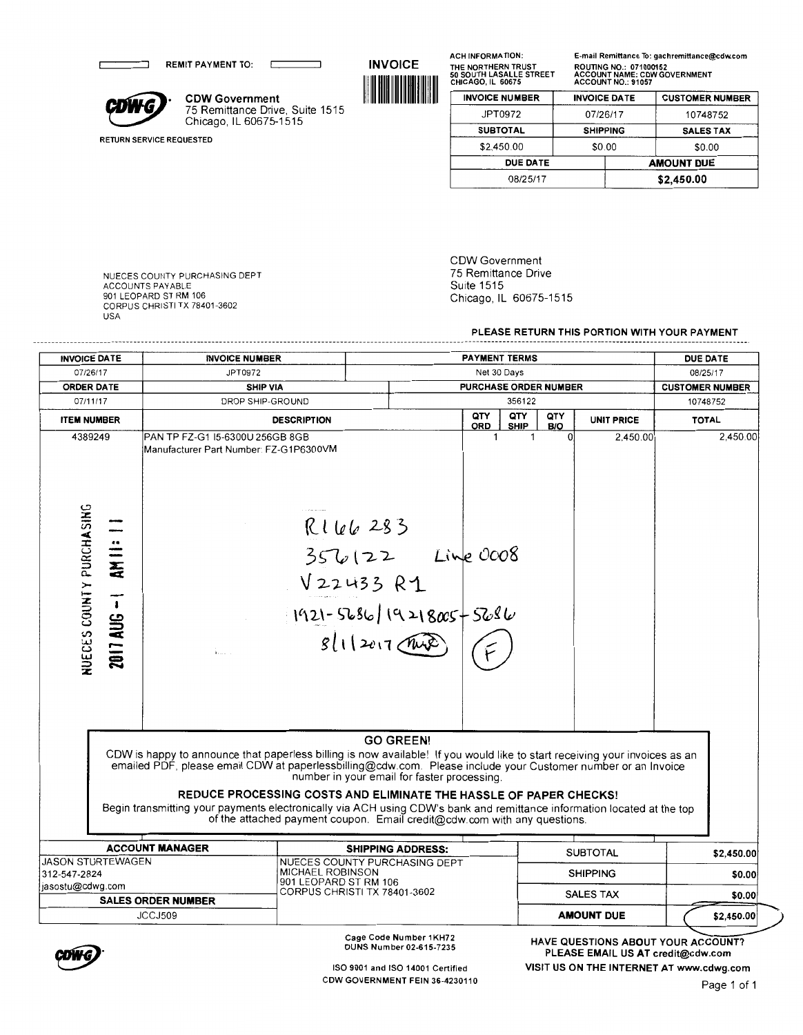REMIT PAYMENT TO:

**CDW Government**
75 Remittance Drive, Suite 1515
Chicago, IL 60675-1515

RETURN SERVICE REQUESTED

# INVOICE

ACH INFORMATION:
THE NORTHERN TRUST
50 SOUTH LASALLE STREET
CHICAGO, IL 60675

E-mail Remittance To: gachremittance@cdw.com
ROUTING NO.: 071000152
ACCOUNT NAME: CDW GOVERNMENT
ACCOUNT NO.: 91057

| INVOICE NUMBER | INVOICE DATE | CUSTOMER NUMBER |
|---|---|---|
| JPT0972 | 07/26/17 | 10748752 |
| **SUBTOTAL** | **SHIPPING** | **SALES TAX** |
| $2,450.00 | $0.00 | $0.00 |
| **DUE DATE** | | **AMOUNT DUE** |
| 08/25/17 | | **$2,450.00** |

NUECES COUNTY PURCHASING DEPT
ACCOUNTS PAYABLE
901 LEOPARD ST RM 106
CORPUS CHRISTI TX 78401-3602
USA

CDW Government
75 Remittance Drive
Suite 1515
Chicago, IL 60675-1515

**PLEASE RETURN THIS PORTION WITH YOUR PAYMENT**

| INVOICE DATE | INVOICE NUMBER | PAYMENT TERMS | DUE DATE |
|---|---|---|---|
| 07/26/17 | JPT0972 | Net 30 Days | 08/25/17 |
| **ORDER DATE** | **SHIP VIA** | **PURCHASE ORDER NUMBER** | **CUSTOMER NUMBER** |
| 07/11/17 | DROP SHIP-GROUND | 356122 | 10748752 |

| ITEM NUMBER | DESCRIPTION | QTY ORD | QTY SHIP | QTY B/O | UNIT PRICE | TOTAL |
|---|---|---|---|---|---|---|
| 4389249 | PAN TP FZ-G1 I5-6300U 256GB 8GB<br>Manufacturer Part Number: FZ-G1P6300VM | 1 | 1 | 0 | 2,450.00 | 2,450.00 |

NUECES COUNTY PURCHASING 2017 AUG -1 AM 11:11

R166283
356122 Line 0008
V22433 R1
1921-5686/19218005-5686
8/1/2017 (initials) (F)

**GO GREEN!**

CDW is happy to announce that paperless billing is now available! If you would like to start receiving your invoices as an emailed PDF, please email CDW at paperlessbilling@cdw.com. Please include your Customer number or an Invoice number in your email for faster processing.

**REDUCE PROCESSING COSTS AND ELIMINATE THE HASSLE OF PAPER CHECKS!**

Begin transmitting your payments electronically via ACH using CDW's bank and remittance information located at the top of the attached payment coupon. Email credit@cdw.com with any questions.

| ACCOUNT MANAGER | SHIPPING ADDRESS: | | |
|---|---|---|---|
| JASON STURTEWAGEN<br>312-547-2824<br>jasostu@cdwg.com | NUECES COUNTY PURCHASING DEPT<br>MICHAEL ROBINSON<br>901 LEOPARD ST RM 106<br>CORPUS CHRISTI TX 78401-3602 | SUBTOTAL | $2,450.00 |
| | | SHIPPING | $0.00 |
| **SALES ORDER NUMBER** | | SALES TAX | $0.00 |
| JCCJ509 | | **AMOUNT DUE** | **$2,450.00** |

Cage Code Number 1KH72
DUNS Number 02-615-7235

ISO 9001 and ISO 14001 Certified
CDW GOVERNMENT FEIN 36-4230110

**HAVE QUESTIONS ABOUT YOUR ACCOUNT?**
**PLEASE EMAIL US AT credit@cdw.com**
**VISIT US ON THE INTERNET AT www.cdwg.com**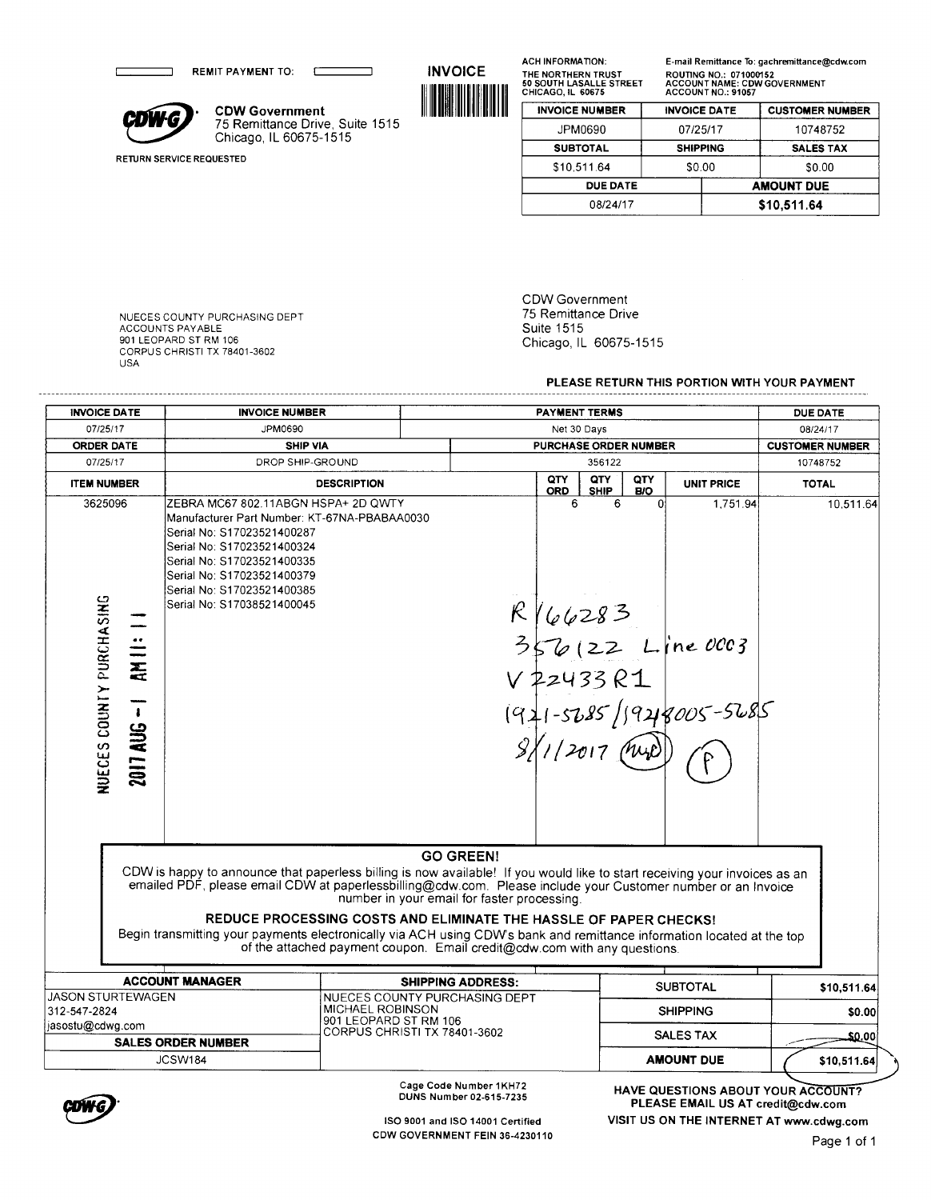REMIT PAYMENT TO:

**INVOICE**

**CDW Government**
75 Remittance Drive, Suite 1515
Chicago, IL 60675-1515

RETURN SERVICE REQUESTED

ACH INFORMATION:
THE NORTHERN TRUST
50 SOUTH LASALLE STREET
CHICAGO, IL 60675

E-mail Remittance To: gachremittance@cdw.com
ROUTING NO.: 071000152
ACCOUNT NAME: CDW GOVERNMENT
ACCOUNT NO.: 91057

| INVOICE NUMBER | INVOICE DATE | CUSTOMER NUMBER |
|---|---|---|
| JPM0690 | 07/25/17 | 10748752 |
| **SUBTOTAL** | **SHIPPING** | **SALES TAX** |
| $10,511.64 | $0.00 | $0.00 |
| **DUE DATE** | | **AMOUNT DUE** |
| 08/24/17 | | **$10,511.64** |

NUECES COUNTY PURCHASING DEPT
ACCOUNTS PAYABLE
901 LEOPARD ST RM 106
CORPUS CHRISTI TX 78401-3602
USA

CDW Government
75 Remittance Drive
Suite 1515
Chicago, IL 60675-1515

**PLEASE RETURN THIS PORTION WITH YOUR PAYMENT**

| INVOICE DATE | INVOICE NUMBER | PAYMENT TERMS | DUE DATE |
|---|---|---|---|
| 07/25/17 | JPM0690 | Net 30 Days | 08/24/17 |
| **ORDER DATE** | **SHIP VIA** | **PURCHASE ORDER NUMBER** | **CUSTOMER NUMBER** |
| 07/25/17 | DROP SHIP-GROUND | 356122 | 10748752 |

| ITEM NUMBER | DESCRIPTION | QTY ORD | QTY SHIP | QTY B/O | UNIT PRICE | TOTAL |
|---|---|---|---|---|---|---|
| 3625096 | ZEBRA MC67 802.11ABGN HSPA+ 2D QWTY<br>Manufacturer Part Number: KT-67NA-PBABAA0030<br>Serial No: S17023521400287<br>Serial No: S17023521400324<br>Serial No: S17023521400335<br>Serial No: S17023521400379<br>Serial No: S17023521400385<br>Serial No: S17038521400045 | 6 | 6 | 0 | 1,751.94 | 10,511.64 |

NUECES COUNTY PURCHASING
2017 AUG -1 AM 11:11

R166283
356122 Line 0003
V22433R1
1921-5685 / 19218005-5685
8/1/2017 (MJD) (P)

**GO GREEN!**

CDW is happy to announce that paperless billing is now available! If you would like to start receiving your invoices as an emailed PDF, please email CDW at paperlessbilling@cdw.com. Please include your Customer number or an Invoice number in your email for faster processing.

**REDUCE PROCESSING COSTS AND ELIMINATE THE HASSLE OF PAPER CHECKS!**

Begin transmitting your payments electronically via ACH using CDW's bank and remittance information located at the top of the attached payment coupon. Email credit@cdw.com with any questions.

| ACCOUNT MANAGER | SHIPPING ADDRESS: | | |
|---|---|---|---|
| JASON STURTEWAGEN<br>312-547-2824<br>jasostu@cdwg.com | NUECES COUNTY PURCHASING DEPT<br>MICHAEL ROBINSON<br>901 LEOPARD ST RM 106<br>CORPUS CHRISTI TX 78401-3602 | SUBTOTAL | $10,511.64 |
| | | SHIPPING | $0.00 |
| **SALES ORDER NUMBER** | | SALES TAX | $0.00 |
| JCSW184 | | **AMOUNT DUE** | **$10,511.64** |

Cage Code Number 1KH72
DUNS Number 02-615-7235

ISO 9001 and ISO 14001 Certified
CDW GOVERNMENT FEIN 36-4230110

**HAVE QUESTIONS ABOUT YOUR ACCOUNT?**
**PLEASE EMAIL US AT credit@cdw.com**
**VISIT US ON THE INTERNET AT www.cdwg.com**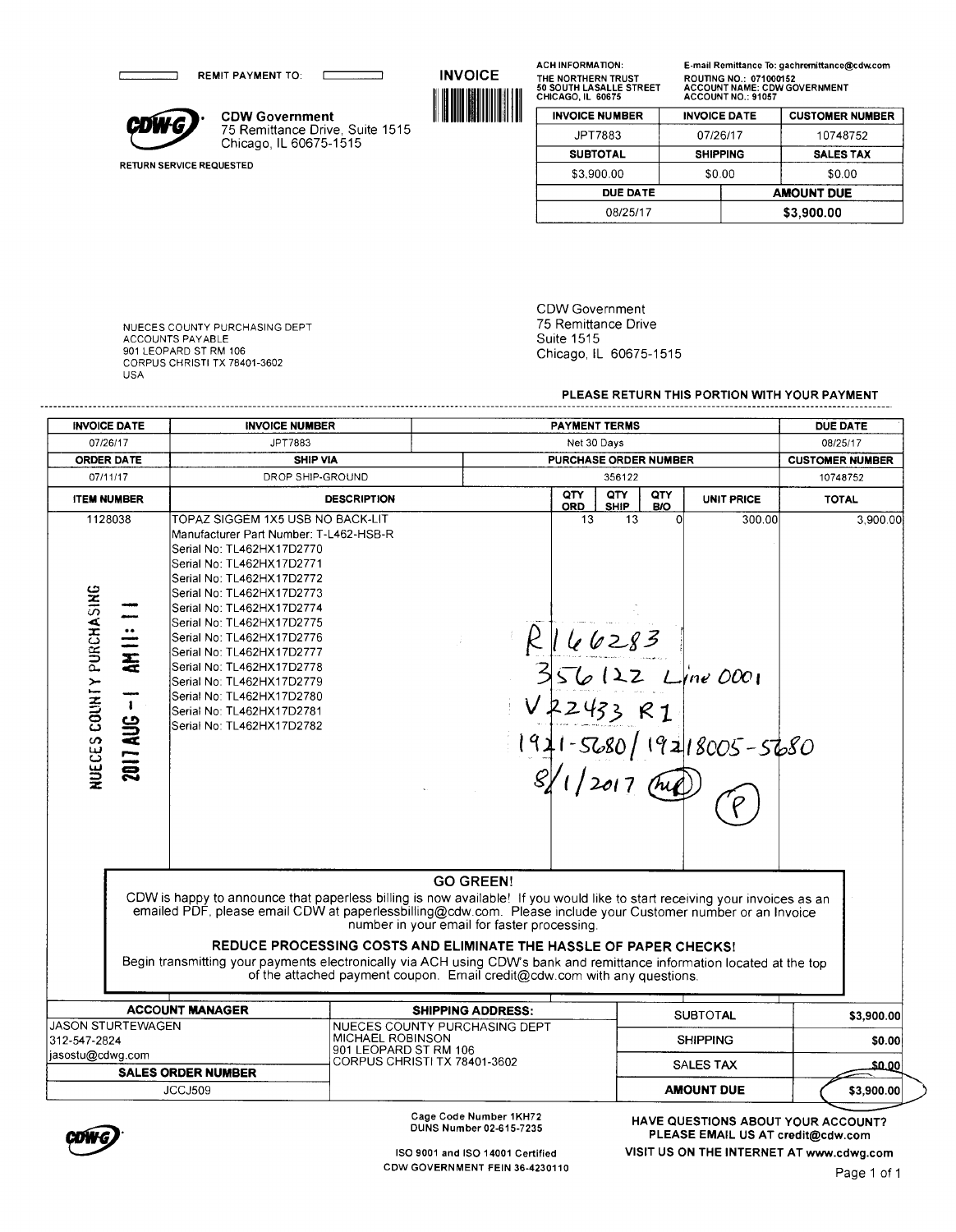REMIT PAYMENT TO:

**CDW Government**
75 Remittance Drive, Suite 1515
Chicago, IL 60675-1515

RETURN SERVICE REQUESTED

# INVOICE

ACH INFORMATION:
THE NORTHERN TRUST
50 SOUTH LASALLE STREET
CHICAGO, IL 60675

E-mail Remittance To: gachremittance@cdw.com
ROUTING NO.: 071000152
ACCOUNT NAME: CDW GOVERNMENT
ACCOUNT NO.: 91057

| INVOICE NUMBER | INVOICE DATE | CUSTOMER NUMBER |
|---|---|---|
| JPT7883 | 07/26/17 | 10748752 |
| **SUBTOTAL** | **SHIPPING** | **SALES TAX** |
| $3,900.00 | $0.00 | $0.00 |

| DUE DATE | AMOUNT DUE |
|---|---|
| 08/25/17 | $3,900.00 |

NUECES COUNTY PURCHASING DEPT
ACCOUNTS PAYABLE
901 LEOPARD ST RM 106
CORPUS CHRISTI TX 78401-3602
USA

CDW Government
75 Remittance Drive
Suite 1515
Chicago, IL 60675-1515

**PLEASE RETURN THIS PORTION WITH YOUR PAYMENT**

---

| INVOICE DATE | INVOICE NUMBER | PAYMENT TERMS | DUE DATE |
|---|---|---|---|
| 07/26/17 | JPT7883 | Net 30 Days | 08/25/17 |
| **ORDER DATE** | **SHIP VIA** | **PURCHASE ORDER NUMBER** | **CUSTOMER NUMBER** |
| 07/11/17 | DROP SHIP-GROUND | 356122 | 10748752 |

| ITEM NUMBER | DESCRIPTION | QTY ORD | QTY SHIP | QTY B/O | UNIT PRICE | TOTAL |
|---|---|---|---|---|---|---|
| 1128038 | TOPAZ SIGGEM 1X5 USB NO BACK-LIT<br>Manufacturer Part Number: T-L462-HSB-R<br>Serial No: TL462HX17D2770<br>Serial No: TL462HX17D2771<br>Serial No: TL462HX17D2772<br>Serial No: TL462HX17D2773<br>Serial No: TL462HX17D2774<br>Serial No: TL462HX17D2775<br>Serial No: TL462HX17D2776<br>Serial No: TL462HX17D2777<br>Serial No: TL462HX17D2778<br>Serial No: TL462HX17D2779<br>Serial No: TL462HX17D2780<br>Serial No: TL462HX17D2781<br>Serial No: TL462HX17D2782 | 13 | 13 | 0 | 300.00 | 3,900.00 |

NUECES COUNTY PURCHASING 2017 AUG -1 AM 11:11

R166283
356122 Line 0001
V22433 R1
1921-5680/19218005-5680
8/1/2017 (initials) (P)

**GO GREEN!**

CDW is happy to announce that paperless billing is now available! If you would like to start receiving your invoices as an emailed PDF, please email CDW at paperlessbilling@cdw.com. Please include your Customer number or an Invoice number in your email for faster processing.

**REDUCE PROCESSING COSTS AND ELIMINATE THE HASSLE OF PAPER CHECKS!**

Begin transmitting your payments electronically via ACH using CDW's bank and remittance information located at the top of the attached payment coupon. Email credit@cdw.com with any questions.

| ACCOUNT MANAGER | SHIPPING ADDRESS: | | |
|---|---|---|---|
| JASON STURTEWAGEN<br>312-547-2824<br>jasostu@cdwg.com | NUECES COUNTY PURCHASING DEPT<br>MICHAEL ROBINSON<br>901 LEOPARD ST RM 106<br>CORPUS CHRISTI TX 78401-3602 | SUBTOTAL | $3,900.00 |
| | | SHIPPING | $0.00 |
| **SALES ORDER NUMBER** | | SALES TAX | $0.00 |
| JCCJ509 | | **AMOUNT DUE** | $3,900.00 |

Cage Code Number 1KH72
DUNS Number 02-615-7235

ISO 9001 and ISO 14001 Certified
CDW GOVERNMENT FEIN 36-4230110

HAVE QUESTIONS ABOUT YOUR ACCOUNT?
PLEASE EMAIL US AT credit@cdw.com
VISIT US ON THE INTERNET AT www.cdwg.com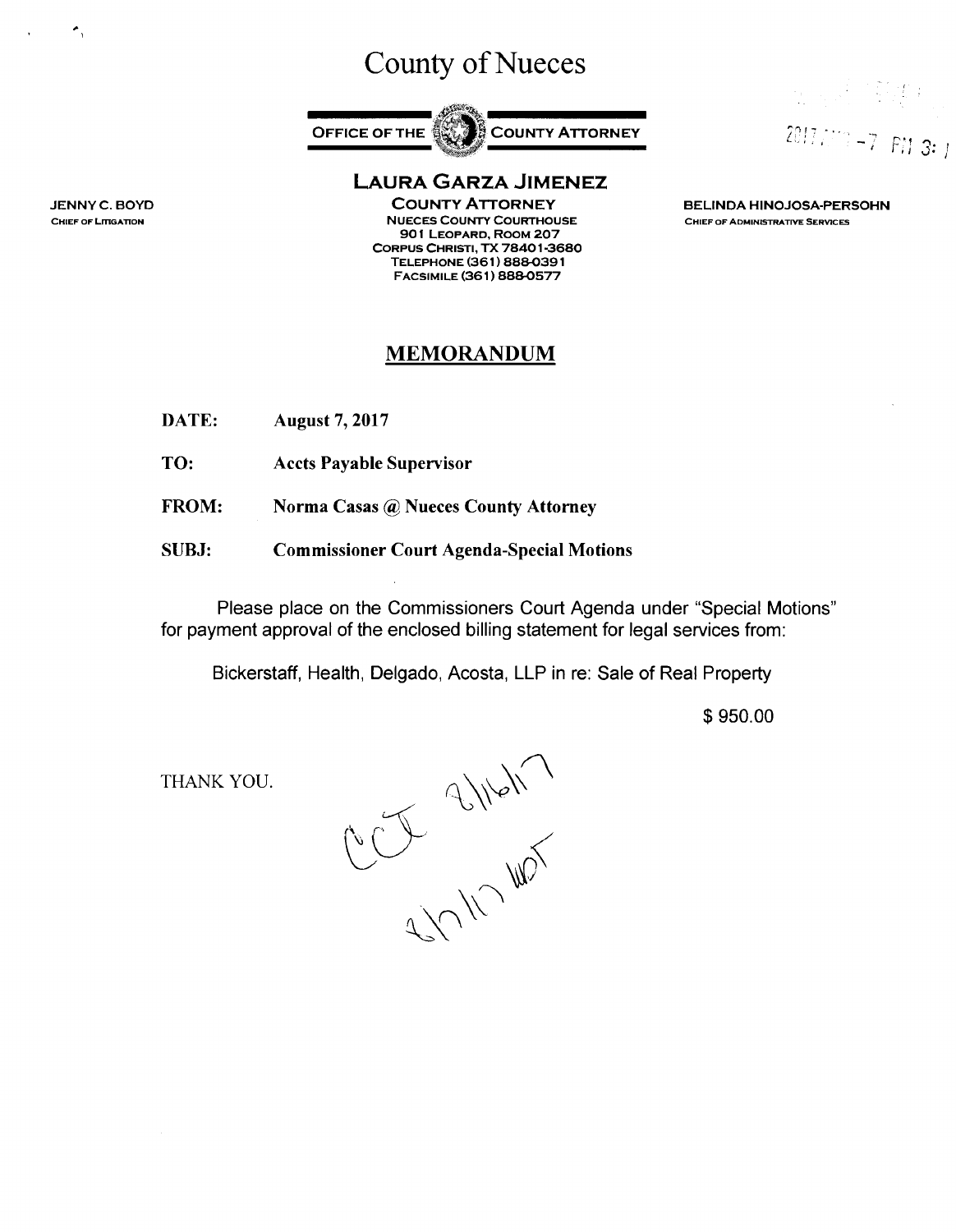# County of Nueces

**OFFICE OF THE COUNTY ATTORNEY**

2017 ... -7 PM 3: ...

**LAURA GARZA JIMENEZ**
**COUNTY ATTORNEY**
NUECES COUNTY COURTHOUSE
901 LEOPARD, ROOM 207
CORPUS CHRISTI, TX 78401-3680
TELEPHONE (361) 888-0391
FACSIMILE (361) 888-0577

JENNY C. BOYD
CHIEF OF LITIGATION

BELINDA HINOJOSA-PERSOHN
CHIEF OF ADMINISTRATIVE SERVICES

## MEMORANDUM

**DATE:** **August 7, 2017**

**TO:** **Accts Payable Supervisor**

**FROM:** **Norma Casas @ Nueces County Attorney**

**SUBJ:** **Commissioner Court Agenda-Special Motions**

Please place on the Commissioners Court Agenda under "Special Motions" for payment approval of the enclosed billing statement for legal services from:

Bickerstaff, Health, Delgado, Acosta, LLP in re: Sale of Real Property

$ 950.00

THANK YOU.

CCT 8/16/17
8/7/17 WDT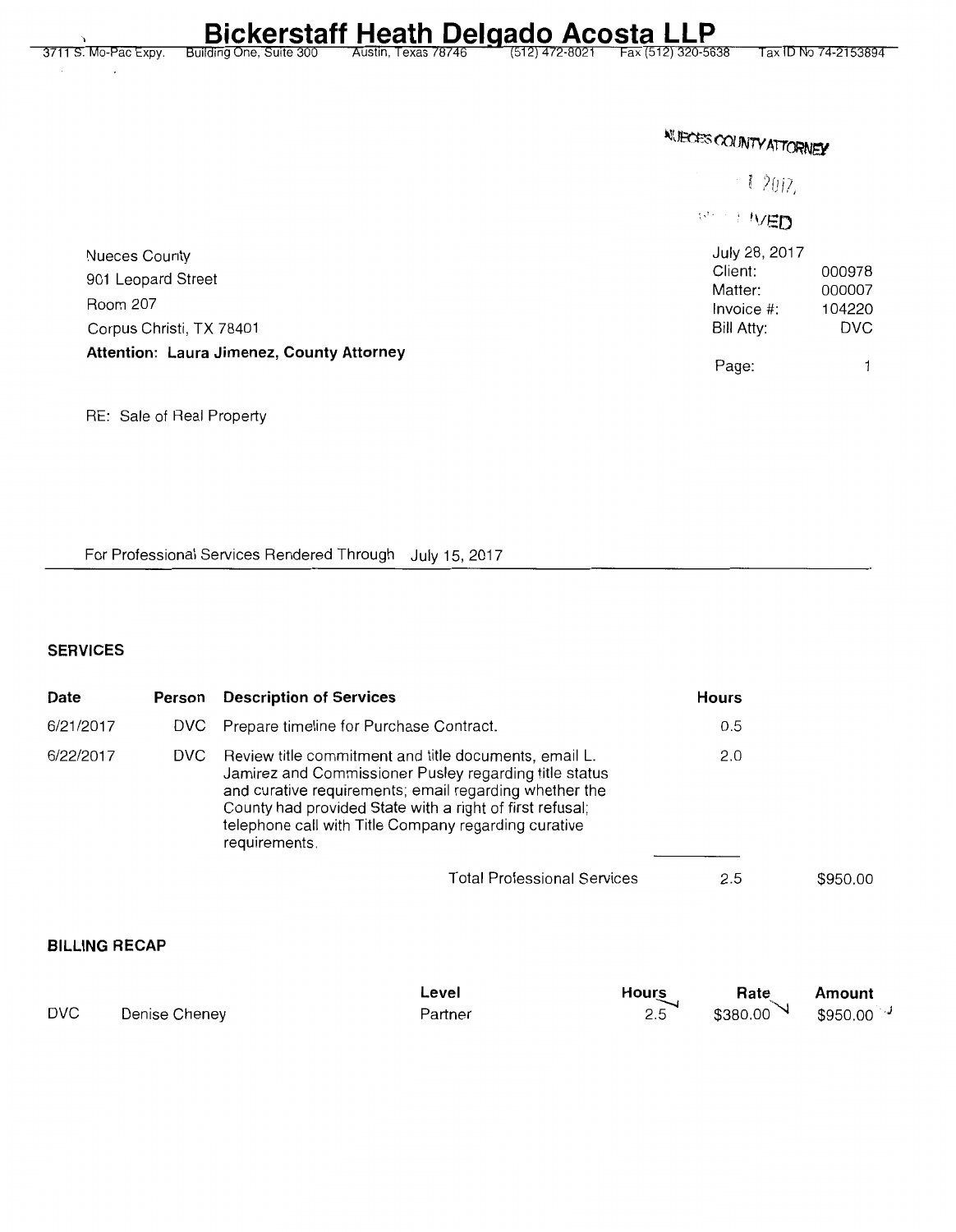# Bickerstaff Heath Delgado Acosta LLP

3711 S. Mo-Pac Expy. Building One, Suite 300 Austin, Texas 78746 (512) 472-8021 Fax (512) 320-5638 Tax ID No 74-2153894

NUECES COUNTY ATTORNEY

1 2017

RECEIVED

Nueces County
901 Leopard Street
Room 207
Corpus Christi, TX 78401
**Attention: Laura Jimenez, County Attorney**

| | |
|---|---|
| July 28, 2017 | |
| Client: | 000978 |
| Matter: | 000007 |
| Invoice #: | 104220 |
| Bill Atty: | DVC |
| Page: | 1 |

RE: Sale of Real Property

For Professional Services Rendered Through July 15, 2017

**SERVICES**

| Date | Person | Description of Services | Hours | |
|---|---|---|---|---|
| 6/21/2017 | DVC | Prepare timeline for Purchase Contract. | 0.5 | |
| 6/22/2017 | DVC | Review title commitment and title documents, email L. Jamirez and Commissioner Pusley regarding title status and curative requirements; email regarding whether the County had provided State with a right of first refusal; telephone call with Title Company regarding curative requirements. | 2.0 | |
| | | Total Professional Services | 2.5 | $950.00 |

**BILLING RECAP**

| | | Level | Hours | Rate | Amount |
|---|---|---|---|---|---|
| DVC | Denise Cheney | Partner | 2.5 | $380.00 | $950.00 |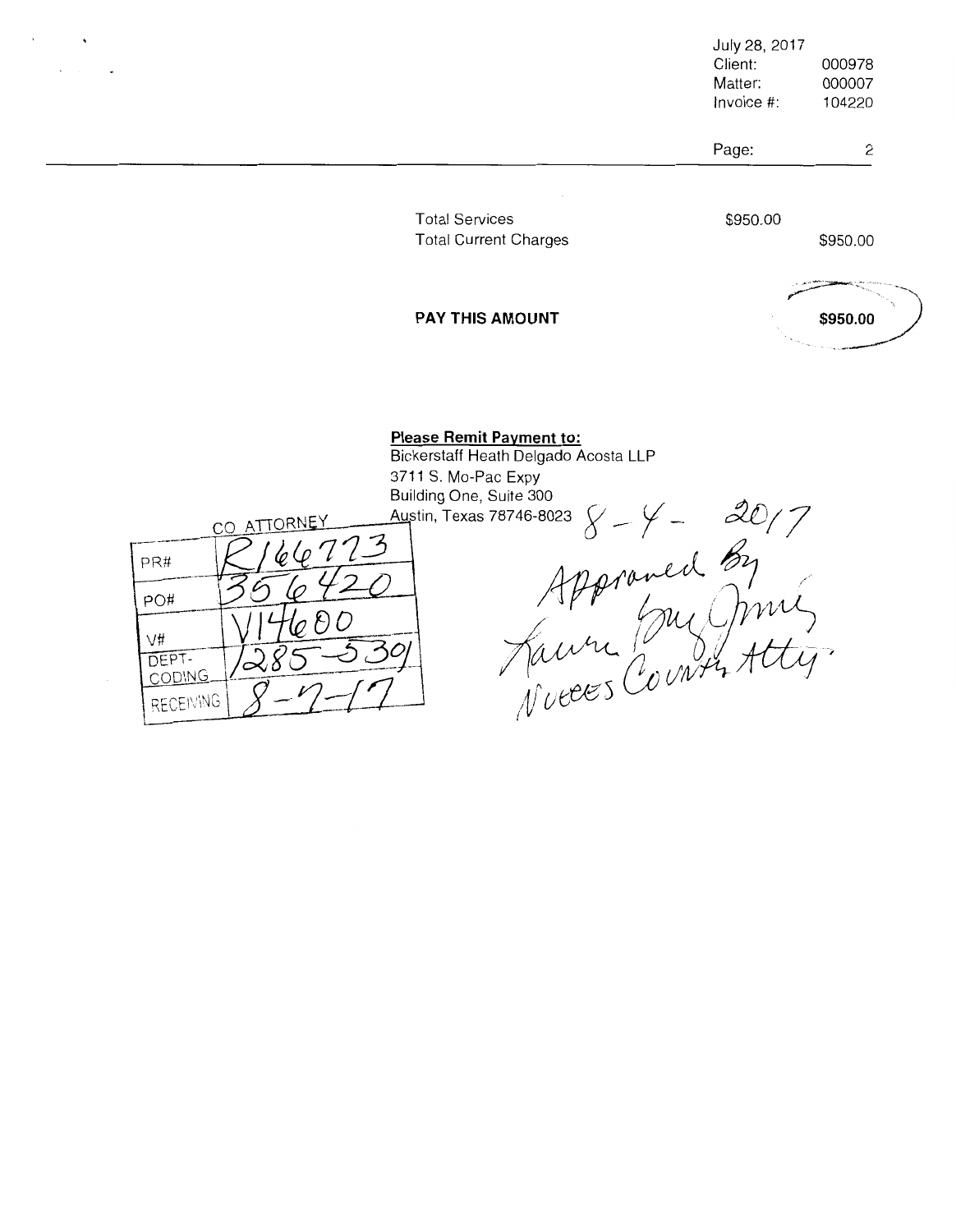July 28, 2017

| | |
|---|---|
| Client: | 000978 |
| Matter: | 000007 |
| Invoice #: | 104220 |

| | | |
|---|---|---|
| Total Services | $950.00 | |
| Total Current Charges | | $950.00 |
| **PAY THIS AMOUNT** | | **$950.00** |

**Please Remit Payment to:**
Bickerstaff Heath Delgado Acosta LLP
3711 S. Mo-Pac Expy
Building One, Suite 300
Austin, Texas 78746-8023

8-4-2017
Approved By
Laura Garza Jimenez
Nueces County Atty.

| CO ATTORNEY | |
|---|---|
| PR# | R166773 |
| PO# | 356420 |
| V# | V14600 |
| DEPT-CODING | 1285-5301 |
| RECEIVING | 8-7-17 |